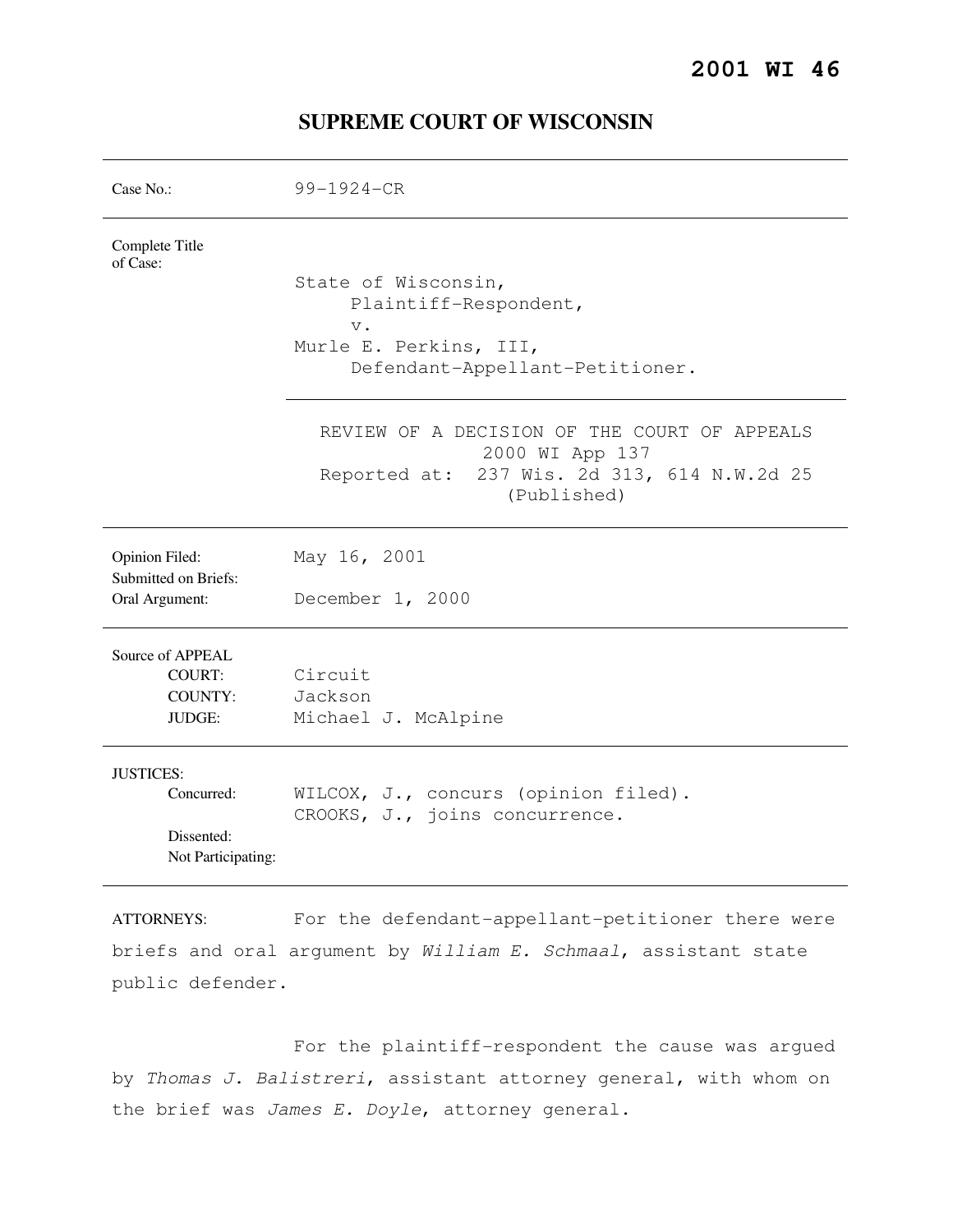# 2001 WI 46

## SUPREME COURT OF WISCONSIN

| | |
|---|---|
| Case No.: | 99-1924-CR |
| Complete Title of Case: | State of Wisconsin, Plaintiff-Respondent, v. Murle E. Perkins, III, Defendant-Appellant-Petitioner. |
| | REVIEW OF A DECISION OF THE COURT OF APPEALS 2000 WI App 137 Reported at: 237 Wis. 2d 313, 614 N.W.2d 25 (Published) |
| Opinion Filed: | May 16, 2001 |
| Submitted on Briefs: | |
| Oral Argument: | December 1, 2000 |
| Source of APPEAL | |
| COURT: | Circuit |
| COUNTY: | Jackson |
| JUDGE: | Michael J. McAlpine |
| JUSTICES: | |
| Concurred: | WILCOX, J., concurs (opinion filed). CROOKS, J., joins concurrence. |
| Dissented: | |
| Not Participating: | |

ATTORNEYS: For the defendant-appellant-petitioner there were briefs and oral argument by *William E. Schmaal*, assistant state public defender.

For the plaintiff-respondent the cause was argued by *Thomas J. Balistreri*, assistant attorney general, with whom on the brief was *James E. Doyle*, attorney general.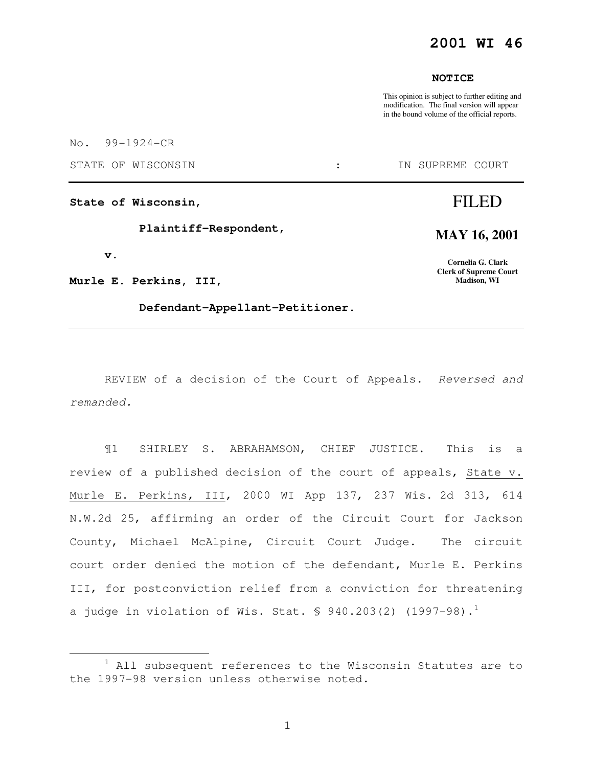# 2001 WI 46

**NOTICE**

This opinion is subject to further editing and modification. The final version will appear in the bound volume of the official reports.

No. 99-1924-CR

STATE OF WISCONSIN : IN SUPREME COURT

---

**State of Wisconsin,**

**Plaintiff-Respondent,**

**v.**

**Murle E. Perkins, III,**

**Defendant-Appellant-Petitioner.**

**FILED**

**MAY 16, 2001**

**Cornelia G. Clark**
**Clerk of Supreme Court**
**Madison, WI**

---

REVIEW of a decision of the Court of Appeals. *Reversed and remanded.*

¶1 SHIRLEY S. ABRAHAMSON, CHIEF JUSTICE. This is a review of a published decision of the court of appeals, State v. Murle E. Perkins, III, 2000 WI App 137, 237 Wis. 2d 313, 614 N.W.2d 25, affirming an order of the Circuit Court for Jackson County, Michael McAlpine, Circuit Court Judge. The circuit court order denied the motion of the defendant, Murle E. Perkins III, for postconviction relief from a conviction for threatening a judge in violation of Wis. Stat. § 940.203(2) (1997-98).[1]

---

[1] All subsequent references to the Wisconsin Statutes are to the 1997-98 version unless otherwise noted.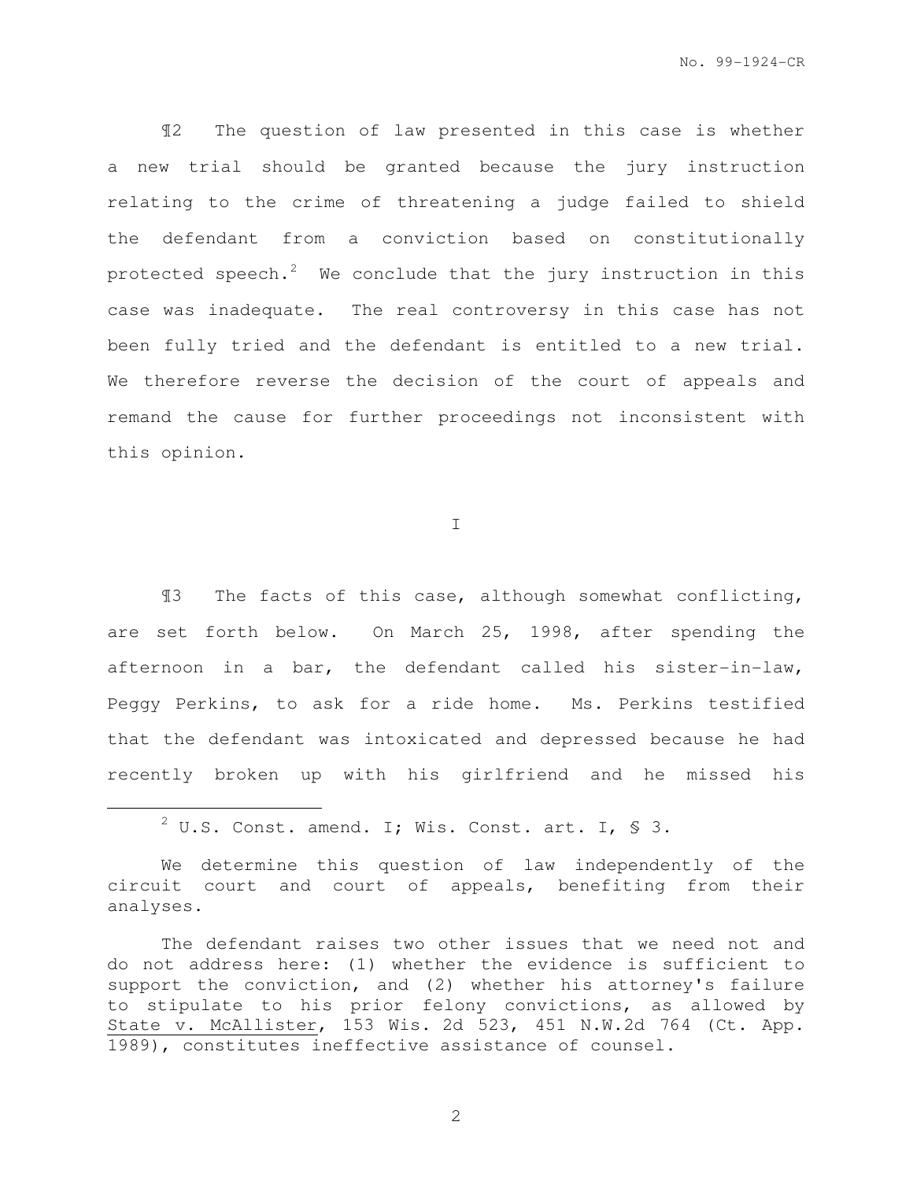¶2 The question of law presented in this case is whether a new trial should be granted because the jury instruction relating to the crime of threatening a judge failed to shield the defendant from a conviction based on constitutionally protected speech.[2] We conclude that the jury instruction in this case was inadequate. The real controversy in this case has not been fully tried and the defendant is entitled to a new trial. We therefore reverse the decision of the court of appeals and remand the cause for further proceedings not inconsistent with this opinion.

## I

¶3 The facts of this case, although somewhat conflicting, are set forth below. On March 25, 1998, after spending the afternoon in a bar, the defendant called his sister-in-law, Peggy Perkins, to ask for a ride home. Ms. Perkins testified that the defendant was intoxicated and depressed because he had recently broken up with his girlfriend and he missed his

---

[2] U.S. Const. amend. I; Wis. Const. art. I, § 3.

We determine this question of law independently of the circuit court and court of appeals, benefiting from their analyses.

The defendant raises two other issues that we need not and do not address here: (1) whether the evidence is sufficient to support the conviction, and (2) whether his attorney's failure to stipulate to his prior felony convictions, as allowed by State v. McAllister, 153 Wis. 2d 523, 451 N.W.2d 764 (Ct. App. 1989), constitutes ineffective assistance of counsel.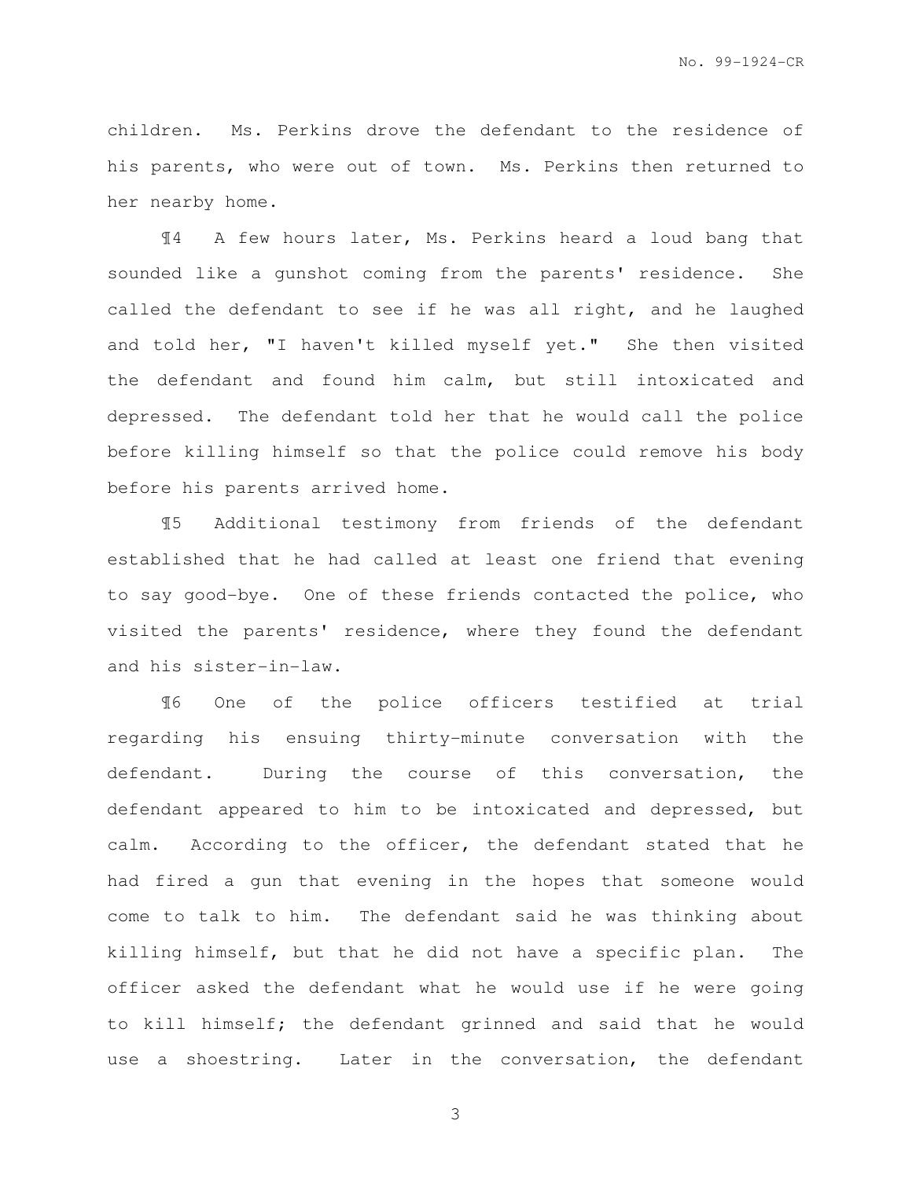children. Ms. Perkins drove the defendant to the residence of his parents, who were out of town. Ms. Perkins then returned to her nearby home.

¶4 A few hours later, Ms. Perkins heard a loud bang that sounded like a gunshot coming from the parents' residence. She called the defendant to see if he was all right, and he laughed and told her, "I haven't killed myself yet." She then visited the defendant and found him calm, but still intoxicated and depressed. The defendant told her that he would call the police before killing himself so that the police could remove his body before his parents arrived home.

¶5 Additional testimony from friends of the defendant established that he had called at least one friend that evening to say good-bye. One of these friends contacted the police, who visited the parents' residence, where they found the defendant and his sister-in-law.

¶6 One of the police officers testified at trial regarding his ensuing thirty-minute conversation with the defendant. During the course of this conversation, the defendant appeared to him to be intoxicated and depressed, but calm. According to the officer, the defendant stated that he had fired a gun that evening in the hopes that someone would come to talk to him. The defendant said he was thinking about killing himself, but that he did not have a specific plan. The officer asked the defendant what he would use if he were going to kill himself; the defendant grinned and said that he would use a shoestring. Later in the conversation, the defendant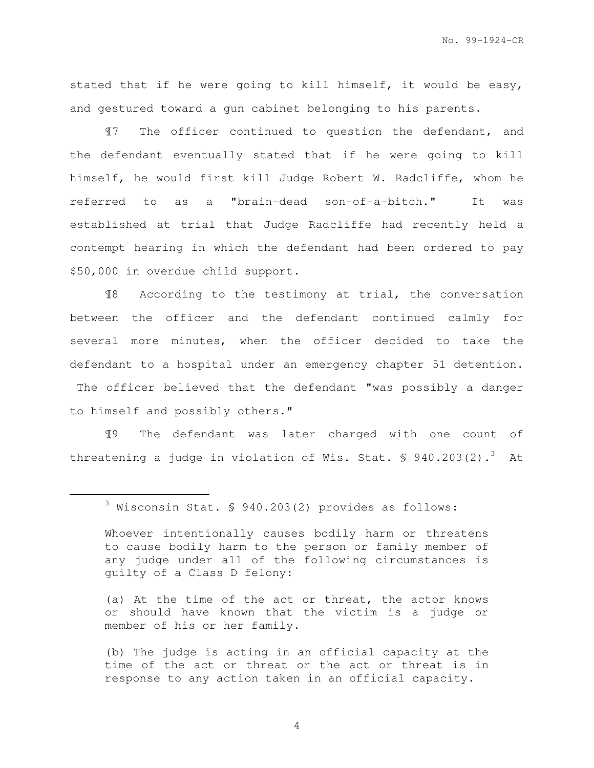stated that if he were going to kill himself, it would be easy, and gestured toward a gun cabinet belonging to his parents.

¶7 The officer continued to question the defendant, and the defendant eventually stated that if he were going to kill himself, he would first kill Judge Robert W. Radcliffe, whom he referred to as a "brain-dead son-of-a-bitch." It was established at trial that Judge Radcliffe had recently held a contempt hearing in which the defendant had been ordered to pay $50,000 in overdue child support.

¶8 According to the testimony at trial, the conversation between the officer and the defendant continued calmly for several more minutes, when the officer decided to take the defendant to a hospital under an emergency chapter 51 detention. The officer believed that the defendant "was possibly a danger to himself and possibly others."

¶9 The defendant was later charged with one count of threatening a judge in violation of Wis. Stat. § 940.203(2).[3] At

---

[3] Wisconsin Stat. § 940.203(2) provides as follows:

> Whoever intentionally causes bodily harm or threatens to cause bodily harm to the person or family member of any judge under all of the following circumstances is guilty of a Class D felony:
>
> (a) At the time of the act or threat, the actor knows or should have known that the victim is a judge or member of his or her family.
>
> (b) The judge is acting in an official capacity at the time of the act or threat or the act or threat is in response to any action taken in an official capacity.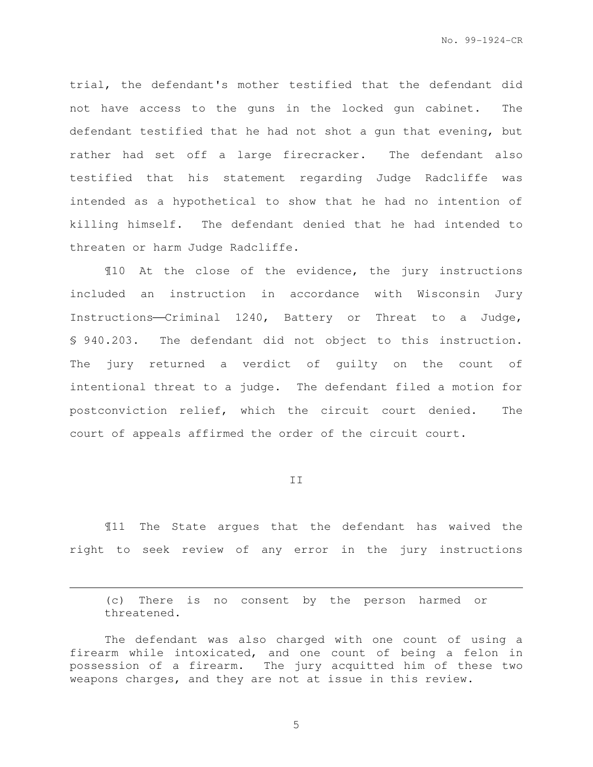trial, the defendant's mother testified that the defendant did not have access to the guns in the locked gun cabinet. The defendant testified that he had not shot a gun that evening, but rather had set off a large firecracker. The defendant also testified that his statement regarding Judge Radcliffe was intended as a hypothetical to show that he had no intention of killing himself. The defendant denied that he had intended to threaten or harm Judge Radcliffe.

¶10 At the close of the evidence, the jury instructions included an instruction in accordance with Wisconsin Jury Instructions——Criminal 1240, Battery or Threat to a Judge, § 940.203. The defendant did not object to this instruction. The jury returned a verdict of guilty on the count of intentional threat to a judge. The defendant filed a motion for postconviction relief, which the circuit court denied. The court of appeals affirmed the order of the circuit court.

## II

¶11 The State argues that the defendant has waived the right to seek review of any error in the jury instructions

---

(c) There is no consent by the person harmed or threatened.

The defendant was also charged with one count of using a firearm while intoxicated, and one count of being a felon in possession of a firearm. The jury acquitted him of these two weapons charges, and they are not at issue in this review.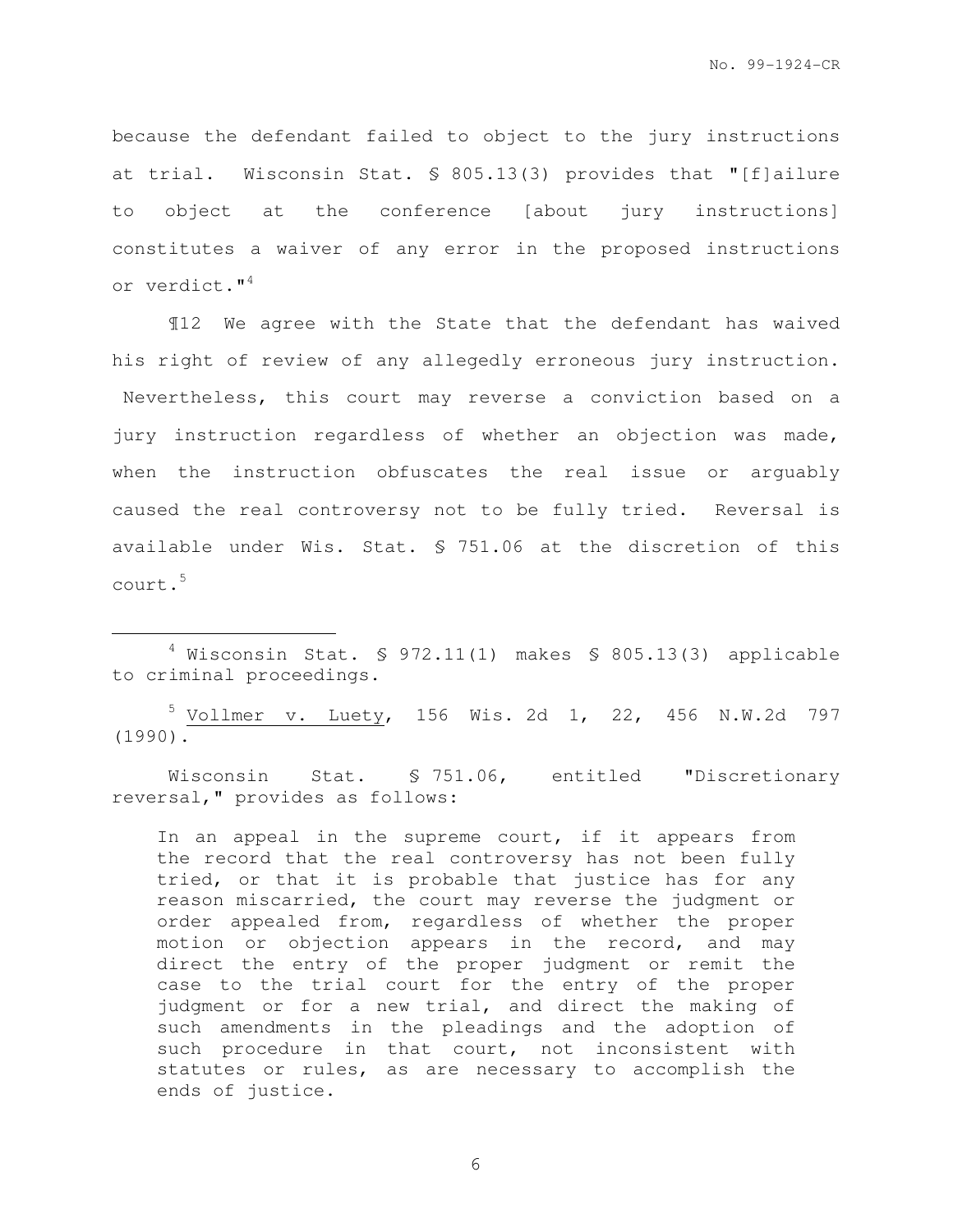because the defendant failed to object to the jury instructions at trial. Wisconsin Stat. § 805.13(3) provides that "[f]ailure to object at the conference [about jury instructions] constitutes a waiver of any error in the proposed instructions or verdict."[4]

¶12 We agree with the State that the defendant has waived his right of review of any allegedly erroneous jury instruction. Nevertheless, this court may reverse a conviction based on a jury instruction regardless of whether an objection was made, when the instruction obfuscates the real issue or arguably caused the real controversy not to be fully tried. Reversal is available under Wis. Stat. § 751.06 at the discretion of this court.[5]

---

[4] Wisconsin Stat. § 972.11(1) makes § 805.13(3) applicable to criminal proceedings.

[5] Vollmer v. Luety, 156 Wis. 2d 1, 22, 456 N.W.2d 797 (1990).

Wisconsin Stat. § 751.06, entitled "Discretionary reversal," provides as follows:

> In an appeal in the supreme court, if it appears from the record that the real controversy has not been fully tried, or that it is probable that justice has for any reason miscarried, the court may reverse the judgment or order appealed from, regardless of whether the proper motion or objection appears in the record, and may direct the entry of the proper judgment or remit the case to the trial court for the entry of the proper judgment or for a new trial, and direct the making of such amendments in the pleadings and the adoption of such procedure in that court, not inconsistent with statutes or rules, as are necessary to accomplish the ends of justice.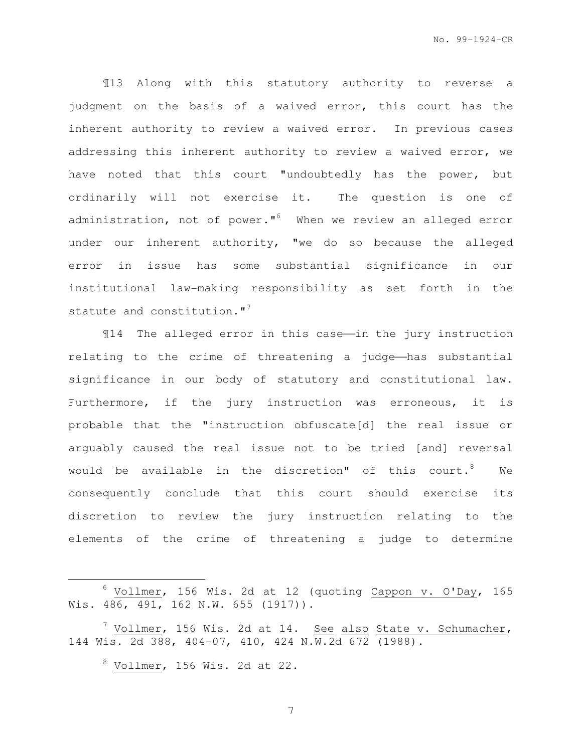¶13 Along with this statutory authority to reverse a judgment on the basis of a waived error, this court has the inherent authority to review a waived error. In previous cases addressing this inherent authority to review a waived error, we have noted that this court "undoubtedly has the power, but ordinarily will not exercise it. The question is one of administration, not of power."[6] When we review an alleged error under our inherent authority, "we do so because the alleged error in issue has some substantial significance in our institutional law-making responsibility as set forth in the statute and constitution."[7]

¶14 The alleged error in this case——in the jury instruction relating to the crime of threatening a judge——has substantial significance in our body of statutory and constitutional law. Furthermore, if the jury instruction was erroneous, it is probable that the "instruction obfuscate[d] the real issue or arguably caused the real issue not to be tried [and] reversal would be available in the discretion" of this court.[8] We consequently conclude that this court should exercise its discretion to review the jury instruction relating to the elements of the crime of threatening a judge to determine

---

[6] Vollmer, 156 Wis. 2d at 12 (quoting Cappon v. O'Day, 165 Wis. 486, 491, 162 N.W. 655 (1917)).

[7] Vollmer, 156 Wis. 2d at 14. See also State v. Schumacher, 144 Wis. 2d 388, 404-07, 410, 424 N.W.2d 672 (1988).

[8] Vollmer, 156 Wis. 2d at 22.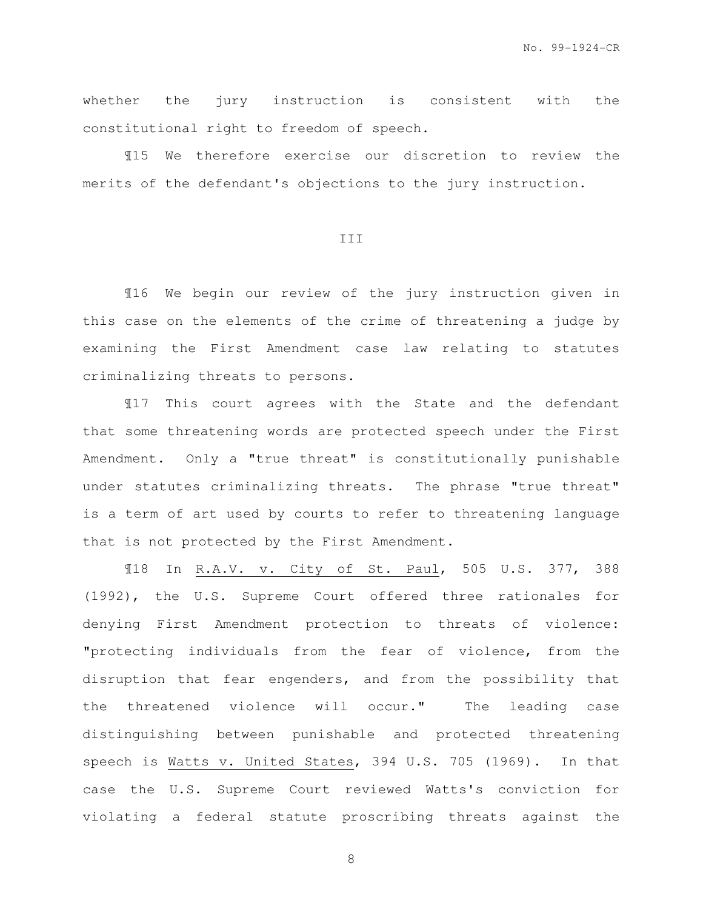whether the jury instruction is consistent with the constitutional right to freedom of speech.

¶15 We therefore exercise our discretion to review the merits of the defendant's objections to the jury instruction.

III

¶16 We begin our review of the jury instruction given in this case on the elements of the crime of threatening a judge by examining the First Amendment case law relating to statutes criminalizing threats to persons.

¶17 This court agrees with the State and the defendant that some threatening words are protected speech under the First Amendment. Only a "true threat" is constitutionally punishable under statutes criminalizing threats. The phrase "true threat" is a term of art used by courts to refer to threatening language that is not protected by the First Amendment.

¶18 In R.A.V. v. City of St. Paul, 505 U.S. 377, 388 (1992), the U.S. Supreme Court offered three rationales for denying First Amendment protection to threats of violence: "protecting individuals from the fear of violence, from the disruption that fear engenders, and from the possibility that the threatened violence will occur." The leading case distinguishing between punishable and protected threatening speech is Watts v. United States, 394 U.S. 705 (1969). In that case the U.S. Supreme Court reviewed Watts's conviction for violating a federal statute proscribing threats against the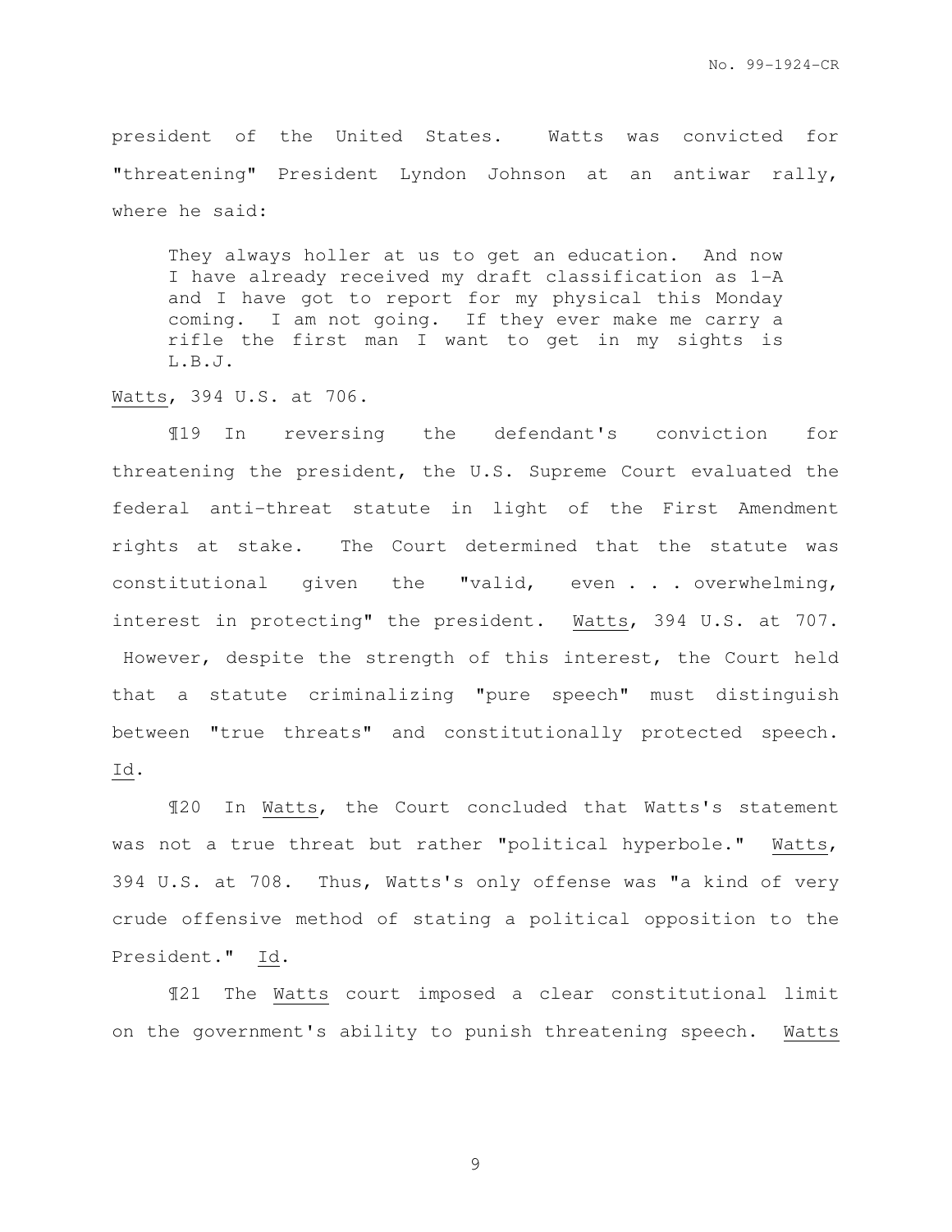president of the United States. Watts was convicted for "threatening" President Lyndon Johnson at an antiwar rally, where he said:

> They always holler at us to get an education. And now I have already received my draft classification as 1-A and I have got to report for my physical this Monday coming. I am not going. If they ever make me carry a rifle the first man I want to get in my sights is L.B.J.

Watts, 394 U.S. at 706.

¶19 In reversing the defendant's conviction for threatening the president, the U.S. Supreme Court evaluated the federal anti-threat statute in light of the First Amendment rights at stake. The Court determined that the statute was constitutional given the "valid, even . . . overwhelming, interest in protecting" the president. Watts, 394 U.S. at 707. However, despite the strength of this interest, the Court held that a statute criminalizing "pure speech" must distinguish between "true threats" and constitutionally protected speech. Id.

¶20 In Watts, the Court concluded that Watts's statement was not a true threat but rather "political hyperbole." Watts, 394 U.S. at 708. Thus, Watts's only offense was "a kind of very crude offensive method of stating a political opposition to the President." Id.

¶21 The Watts court imposed a clear constitutional limit on the government's ability to punish threatening speech. Watts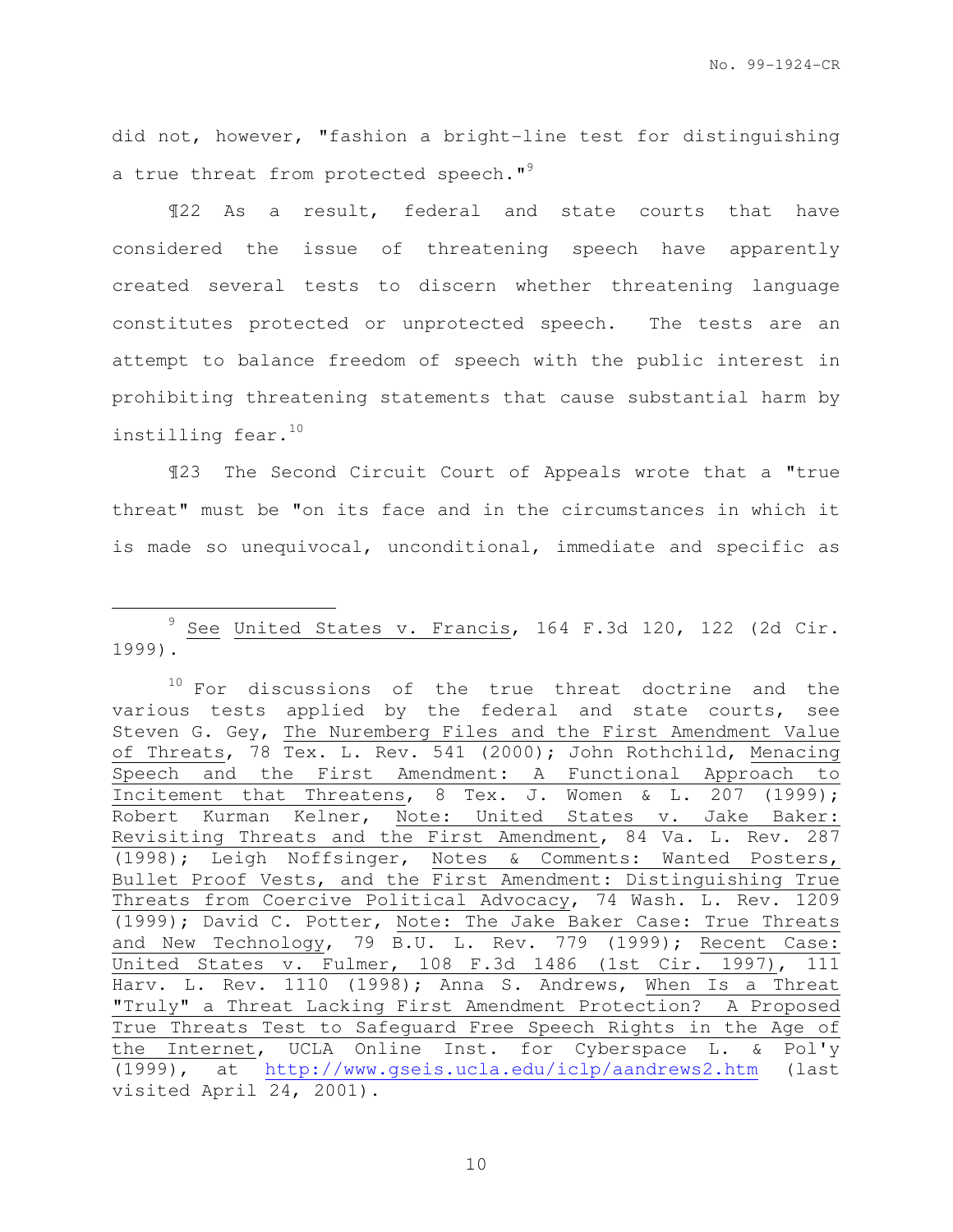did not, however, "fashion a bright-line test for distinguishing a true threat from protected speech."[9]

¶22 As a result, federal and state courts that have considered the issue of threatening speech have apparently created several tests to discern whether threatening language constitutes protected or unprotected speech. The tests are an attempt to balance freedom of speech with the public interest in prohibiting threatening statements that cause substantial harm by instilling fear.[10]

¶23 The Second Circuit Court of Appeals wrote that a "true threat" must be "on its face and in the circumstances in which it is made so unequivocal, unconditional, immediate and specific as

---

[9] See United States v. Francis, 164 F.3d 120, 122 (2d Cir. 1999).

[10] For discussions of the true threat doctrine and the various tests applied by the federal and state courts, see Steven G. Gey, The Nuremberg Files and the First Amendment Value of Threats, 78 Tex. L. Rev. 541 (2000); John Rothchild, Menacing Speech and the First Amendment: A Functional Approach to Incitement that Threatens, 8 Tex. J. Women & L. 207 (1999); Robert Kurman Kelner, Note: United States v. Jake Baker: Revisiting Threats and the First Amendment, 84 Va. L. Rev. 287 (1998); Leigh Noffsinger, Notes & Comments: Wanted Posters, Bullet Proof Vests, and the First Amendment: Distinguishing True Threats from Coercive Political Advocacy, 74 Wash. L. Rev. 1209 (1999); David C. Potter, Note: The Jake Baker Case: True Threats and New Technology, 79 B.U. L. Rev. 779 (1999); Recent Case: United States v. Fulmer, 108 F.3d 1486 (1st Cir. 1997), 111 Harv. L. Rev. 1110 (1998); Anna S. Andrews, When Is a Threat "Truly" a Threat Lacking First Amendment Protection? A Proposed True Threats Test to Safeguard Free Speech Rights in the Age of the Internet, UCLA Online Inst. for Cyberspace L. & Pol'y (1999), at http://www.gseis.ucla.edu/iclp/aandrews2.htm (last visited April 24, 2001).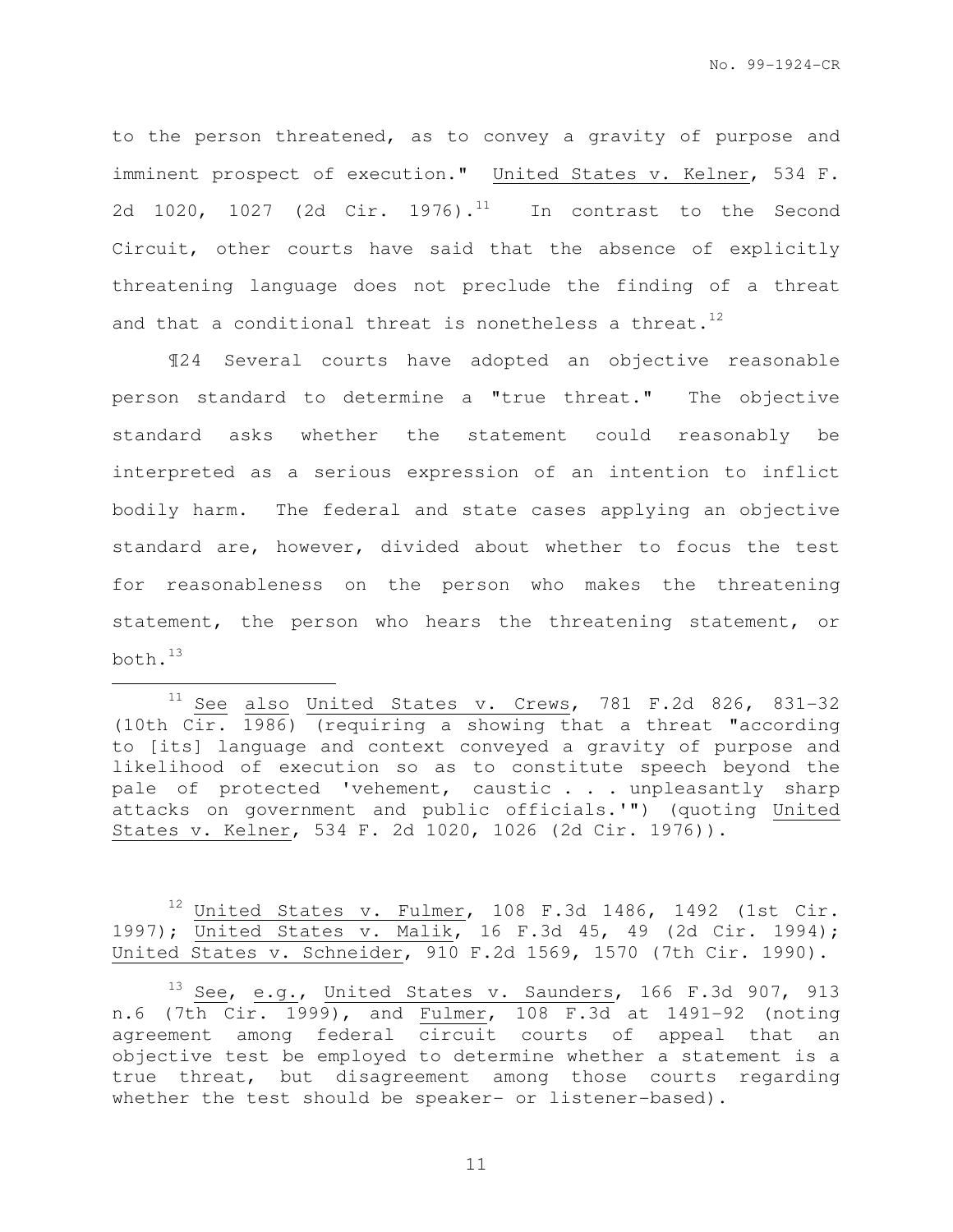to the person threatened, as to convey a gravity of purpose and imminent prospect of execution." United States v. Kelner, 534 F. 2d 1020, 1027 (2d Cir. 1976).[11] In contrast to the Second Circuit, other courts have said that the absence of explicitly threatening language does not preclude the finding of a threat and that a conditional threat is nonetheless a threat.[12]

¶24 Several courts have adopted an objective reasonable person standard to determine a "true threat." The objective standard asks whether the statement could reasonably be interpreted as a serious expression of an intention to inflict bodily harm. The federal and state cases applying an objective standard are, however, divided about whether to focus the test for reasonableness on the person who makes the threatening statement, the person who hears the threatening statement, or both.[13]

---

[11] See also United States v. Crews, 781 F.2d 826, 831-32 (10th Cir. 1986) (requiring a showing that a threat "according to [its] language and context conveyed a gravity of purpose and likelihood of execution so as to constitute speech beyond the pale of protected 'vehement, caustic . . . unpleasantly sharp attacks on government and public officials.'") (quoting United States v. Kelner, 534 F. 2d 1020, 1026 (2d Cir. 1976)).

[12] United States v. Fulmer, 108 F.3d 1486, 1492 (1st Cir. 1997); United States v. Malik, 16 F.3d 45, 49 (2d Cir. 1994); United States v. Schneider, 910 F.2d 1569, 1570 (7th Cir. 1990).

[13] See, e.g., United States v. Saunders, 166 F.3d 907, 913 n.6 (7th Cir. 1999), and Fulmer, 108 F.3d at 1491-92 (noting agreement among federal circuit courts of appeal that an objective test be employed to determine whether a statement is a true threat, but disagreement among those courts regarding whether the test should be speaker- or listener-based).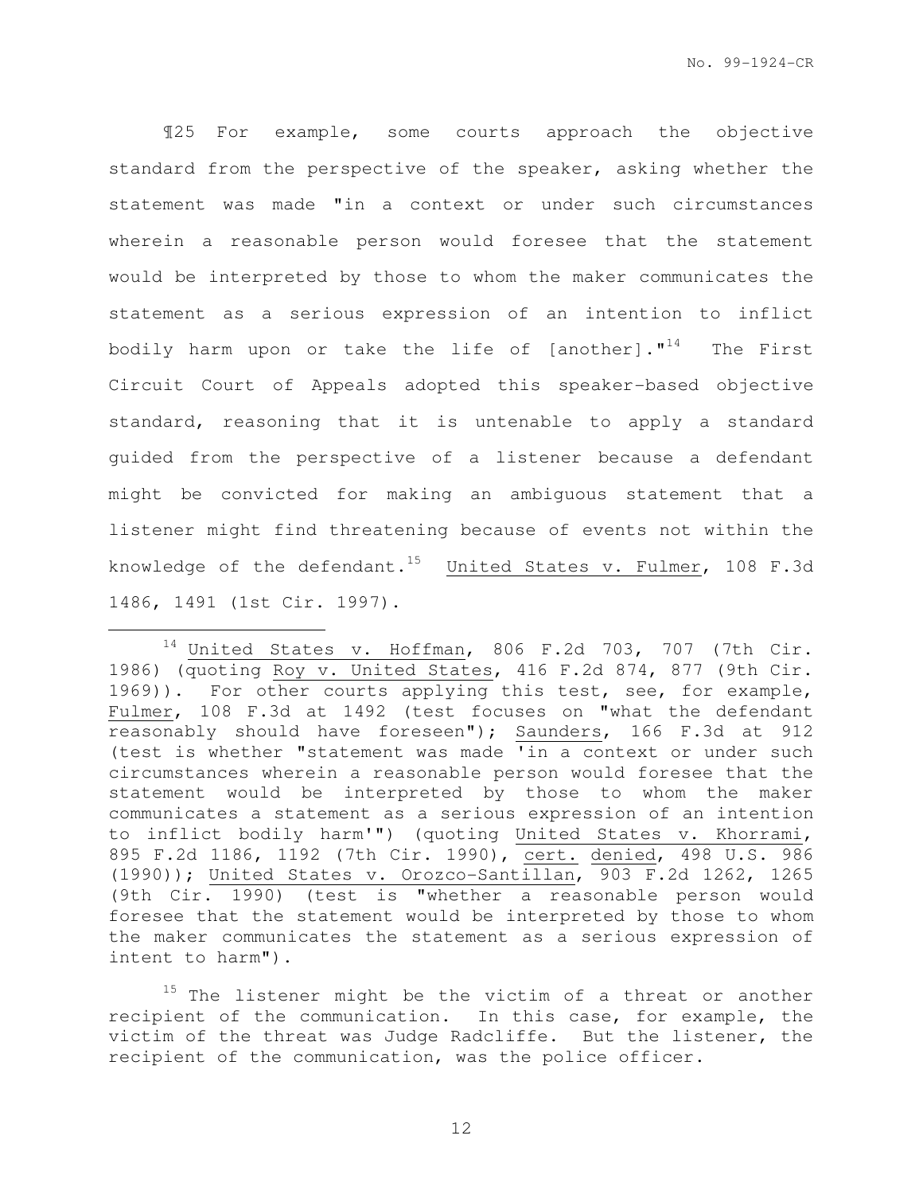¶25 For example, some courts approach the objective standard from the perspective of the speaker, asking whether the statement was made "in a context or under such circumstances wherein a reasonable person would foresee that the statement would be interpreted by those to whom the maker communicates the statement as a serious expression of an intention to inflict bodily harm upon or take the life of [another]."[14] The First Circuit Court of Appeals adopted this speaker-based objective standard, reasoning that it is untenable to apply a standard guided from the perspective of a listener because a defendant might be convicted for making an ambiguous statement that a listener might find threatening because of events not within the knowledge of the defendant.[15] United States v. Fulmer, 108 F.3d 1486, 1491 (1st Cir. 1997).

---

[14] United States v. Hoffman, 806 F.2d 703, 707 (7th Cir. 1986) (quoting Roy v. United States, 416 F.2d 874, 877 (9th Cir. 1969)). For other courts applying this test, see, for example, Fulmer, 108 F.3d at 1492 (test focuses on "what the defendant reasonably should have foreseen"); Saunders, 166 F.3d at 912 (test is whether "statement was made 'in a context or under such circumstances wherein a reasonable person would foresee that the statement would be interpreted by those to whom the maker communicates a statement as a serious expression of an intention to inflict bodily harm'") (quoting United States v. Khorrami, 895 F.2d 1186, 1192 (7th Cir. 1990), cert. denied, 498 U.S. 986 (1990)); United States v. Orozco-Santillan, 903 F.2d 1262, 1265 (9th Cir. 1990) (test is "whether a reasonable person would foresee that the statement would be interpreted by those to whom the maker communicates the statement as a serious expression of intent to harm").

[15] The listener might be the victim of a threat or another recipient of the communication. In this case, for example, the victim of the threat was Judge Radcliffe. But the listener, the recipient of the communication, was the police officer.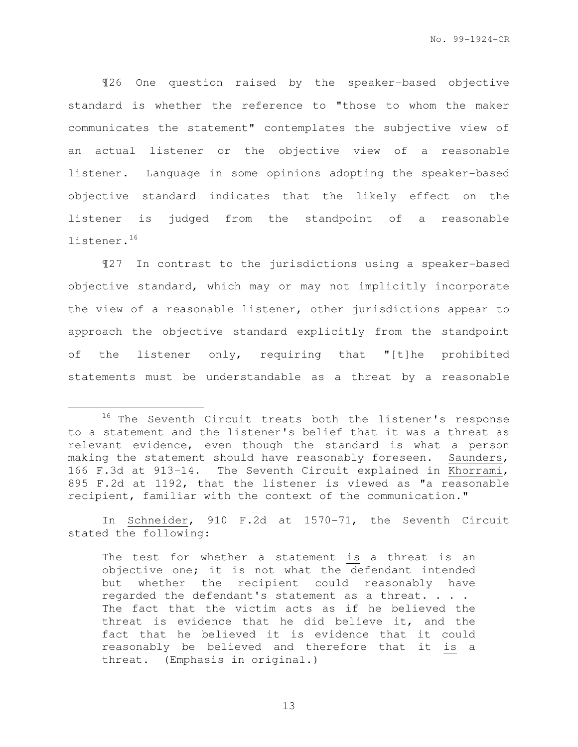¶26 One question raised by the speaker-based objective standard is whether the reference to "those to whom the maker communicates the statement" contemplates the subjective view of an actual listener or the objective view of a reasonable listener. Language in some opinions adopting the speaker-based objective standard indicates that the likely effect on the listener is judged from the standpoint of a reasonable listener.[16]

¶27 In contrast to the jurisdictions using a speaker-based objective standard, which may or may not implicitly incorporate the view of a reasonable listener, other jurisdictions appear to approach the objective standard explicitly from the standpoint of the listener only, requiring that "[t]he prohibited statements must be understandable as a threat by a reasonable

---

[16] The Seventh Circuit treats both the listener's response to a statement and the listener's belief that it was a threat as relevant evidence, even though the standard is what a person making the statement should have reasonably foreseen. Saunders, 166 F.3d at 913-14. The Seventh Circuit explained in Khorrami, 895 F.2d at 1192, that the listener is viewed as "a reasonable recipient, familiar with the context of the communication."

In Schneider, 910 F.2d at 1570-71, the Seventh Circuit stated the following:

> The test for whether a statement *is* a threat is an objective one; it is not what the defendant intended but whether the recipient could reasonably have regarded the defendant's statement as a threat. . . . The fact that the victim acts as if he believed the threat is evidence that he did believe it, and the fact that he believed it is evidence that it could reasonably be believed and therefore that it *is* a threat. (Emphasis in original.)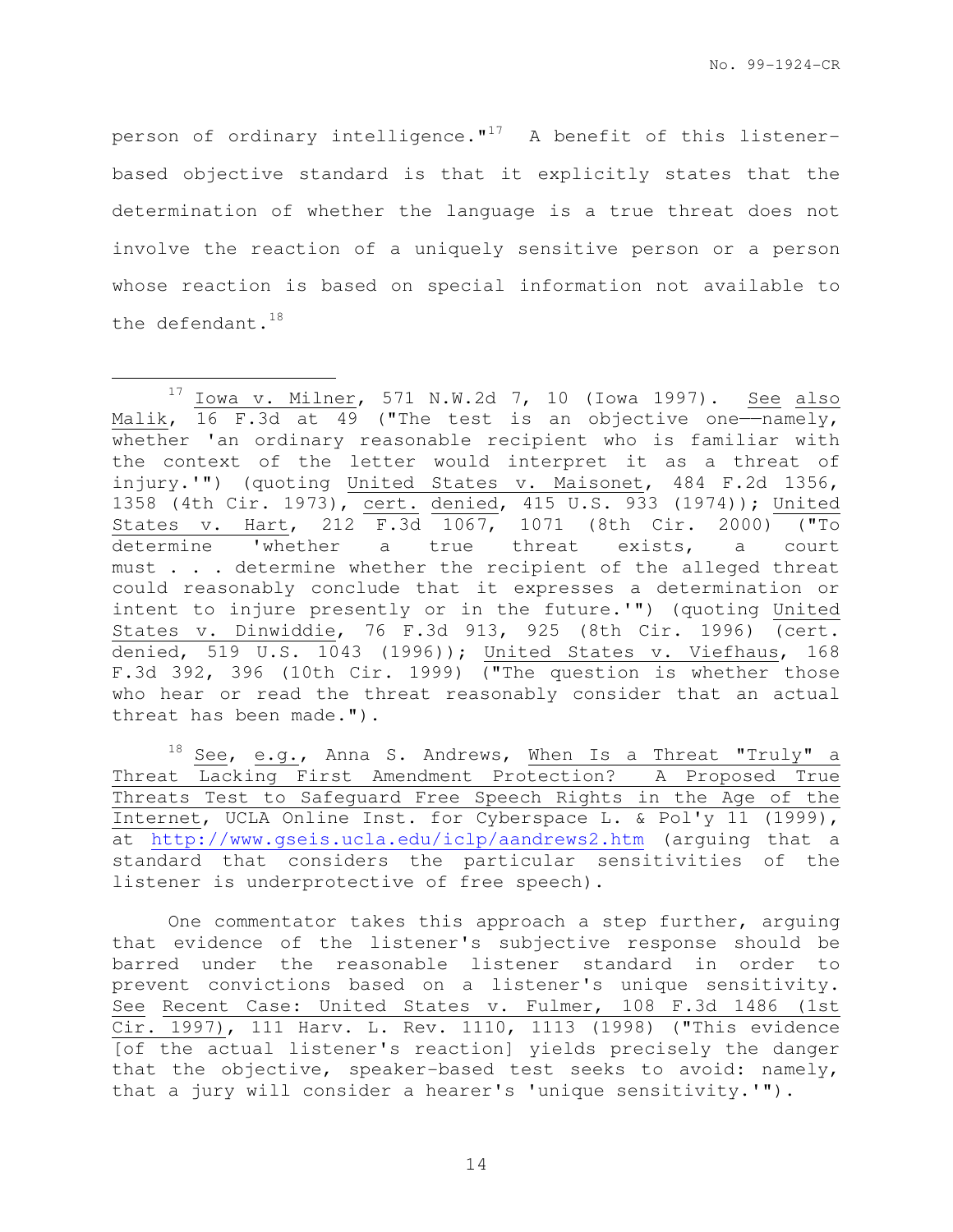person of ordinary intelligence."[17] A benefit of this listener-based objective standard is that it explicitly states that the determination of whether the language is a true threat does not involve the reaction of a uniquely sensitive person or a person whose reaction is based on special information not available to the defendant.[18]

---

[17] Iowa v. Milner, 571 N.W.2d 7, 10 (Iowa 1997). See also Malik, 16 F.3d at 49 ("The test is an objective one——namely, whether 'an ordinary reasonable recipient who is familiar with the context of the letter would interpret it as a threat of injury.'") (quoting United States v. Maisonet, 484 F.2d 1356, 1358 (4th Cir. 1973), cert. denied, 415 U.S. 933 (1974)); United States v. Hart, 212 F.3d 1067, 1071 (8th Cir. 2000) ("To determine 'whether a true threat exists, a court must . . . determine whether the recipient of the alleged threat could reasonably conclude that it expresses a determination or intent to injure presently or in the future.'") (quoting United States v. Dinwiddie, 76 F.3d 913, 925 (8th Cir. 1996) (cert. denied, 519 U.S. 1043 (1996)); United States v. Viefhaus, 168 F.3d 392, 396 (10th Cir. 1999) ("The question is whether those who hear or read the threat reasonably consider that an actual threat has been made.").

[18] See, e.g., Anna S. Andrews, When Is a Threat "Truly" a Threat Lacking First Amendment Protection? A Proposed True Threats Test to Safeguard Free Speech Rights in the Age of the Internet, UCLA Online Inst. for Cyberspace L. & Pol'y 11 (1999), at http://www.gseis.ucla.edu/iclp/aandrews2.htm (arguing that a standard that considers the particular sensitivities of the listener is underprotective of free speech).

One commentator takes this approach a step further, arguing that evidence of the listener's subjective response should be barred under the reasonable listener standard in order to prevent convictions based on a listener's unique sensitivity. See Recent Case: United States v. Fulmer, 108 F.3d 1486 (1st Cir. 1997), 111 Harv. L. Rev. 1110, 1113 (1998) ("This evidence [of the actual listener's reaction] yields precisely the danger that the objective, speaker-based test seeks to avoid: namely, that a jury will consider a hearer's 'unique sensitivity.'").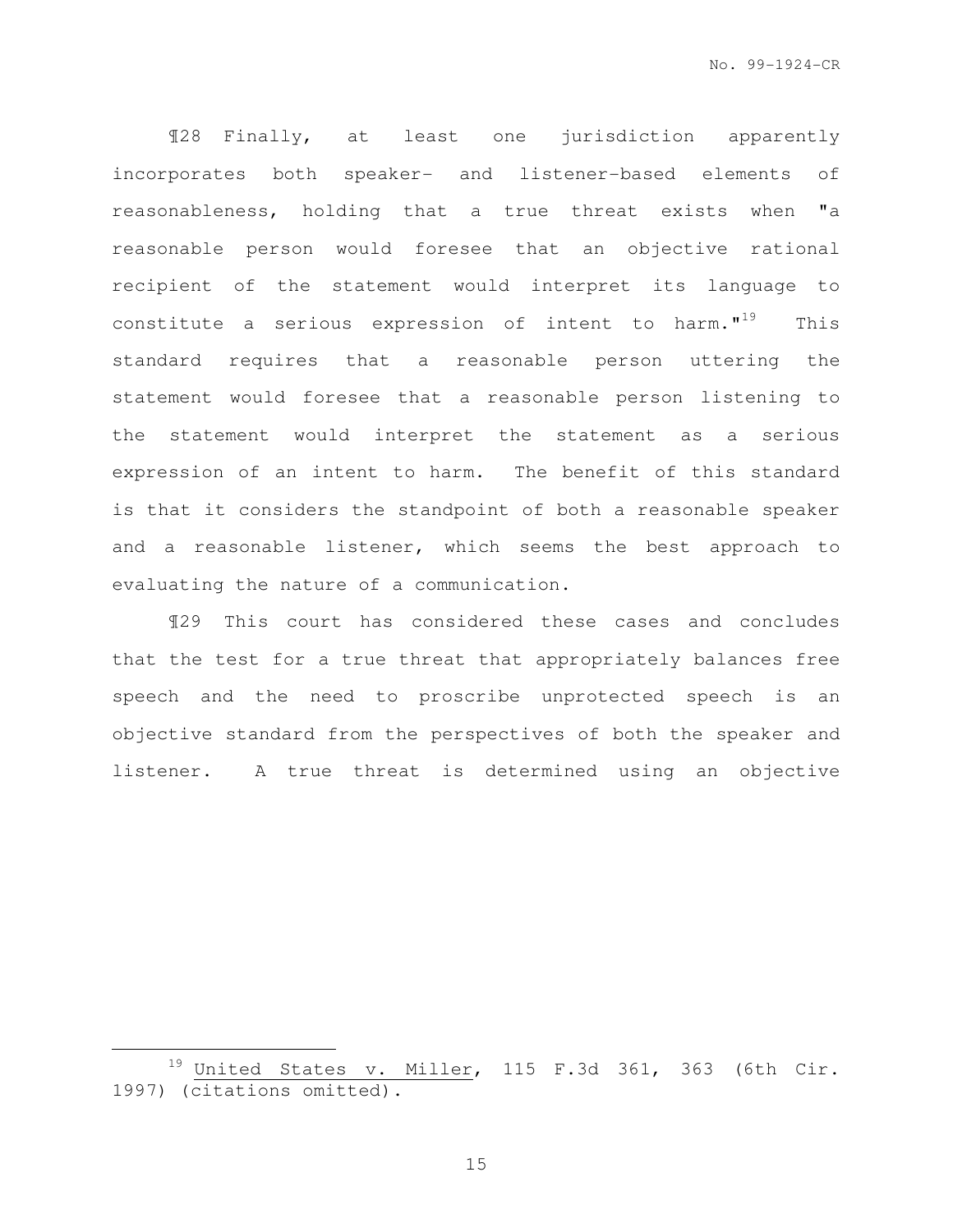¶28 Finally, at least one jurisdiction apparently incorporates both speaker- and listener-based elements of reasonableness, holding that a true threat exists when "a reasonable person would foresee that an objective rational recipient of the statement would interpret its language to constitute a serious expression of intent to harm."[19] This standard requires that a reasonable person uttering the statement would foresee that a reasonable person listening to the statement would interpret the statement as a serious expression of an intent to harm. The benefit of this standard is that it considers the standpoint of both a reasonable speaker and a reasonable listener, which seems the best approach to evaluating the nature of a communication.

¶29 This court has considered these cases and concludes that the test for a true threat that appropriately balances free speech and the need to proscribe unprotected speech is an objective standard from the perspectives of both the speaker and listener. A true threat is determined using an objective

---

[19] United States v. Miller, 115 F.3d 361, 363 (6th Cir. 1997) (citations omitted).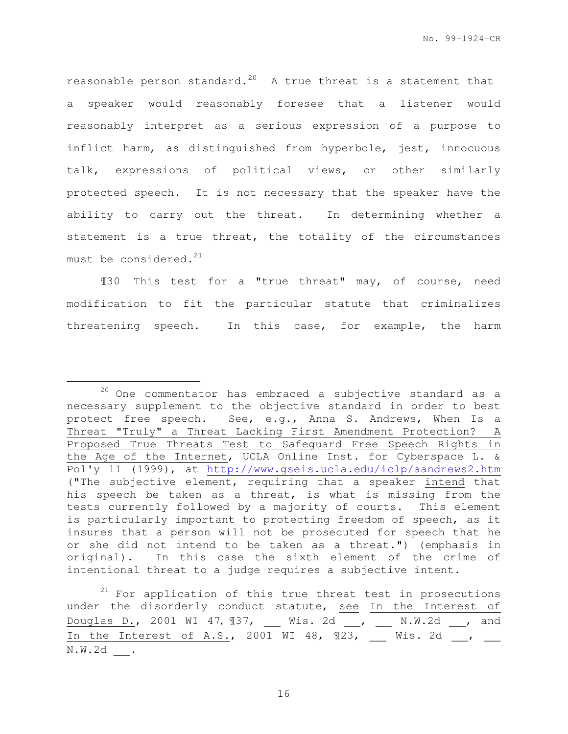reasonable person standard.[20] A true threat is a statement that a speaker would reasonably foresee that a listener would reasonably interpret as a serious expression of a purpose to inflict harm, as distinguished from hyperbole, jest, innocuous talk, expressions of political views, or other similarly protected speech. It is not necessary that the speaker have the ability to carry out the threat. In determining whether a statement is a true threat, the totality of the circumstances must be considered.[21]

¶30 This test for a "true threat" may, of course, need modification to fit the particular statute that criminalizes threatening speech. In this case, for example, the harm

---

[20] One commentator has embraced a subjective standard as a necessary supplement to the objective standard in order to best protect free speech. See, e.g., Anna S. Andrews, When Is a Threat "Truly" a Threat Lacking First Amendment Protection? A Proposed True Threats Test to Safeguard Free Speech Rights in the Age of the Internet, UCLA Online Inst. for Cyberspace L. & Pol'y 11 (1999), at http://www.gseis.ucla.edu/iclp/aandrews2.htm ("The subjective element, requiring that a speaker intend that his speech be taken as a threat, is what is missing from the tests currently followed by a majority of courts. This element is particularly important to protecting freedom of speech, as it insures that a person will not be prosecuted for speech that he or she did not intend to be taken as a threat.") (emphasis in original). In this case the sixth element of the crime of intentional threat to a judge requires a subjective intent.

[21] For application of this true threat test in prosecutions under the disorderly conduct statute, see In the Interest of Douglas D., 2001 WI 47, ¶37, ___ Wis. 2d ___, ___ N.W.2d ___, and In the Interest of A.S., 2001 WI 48, ¶23, ___ Wis. 2d ___, ___ N.W.2d ___.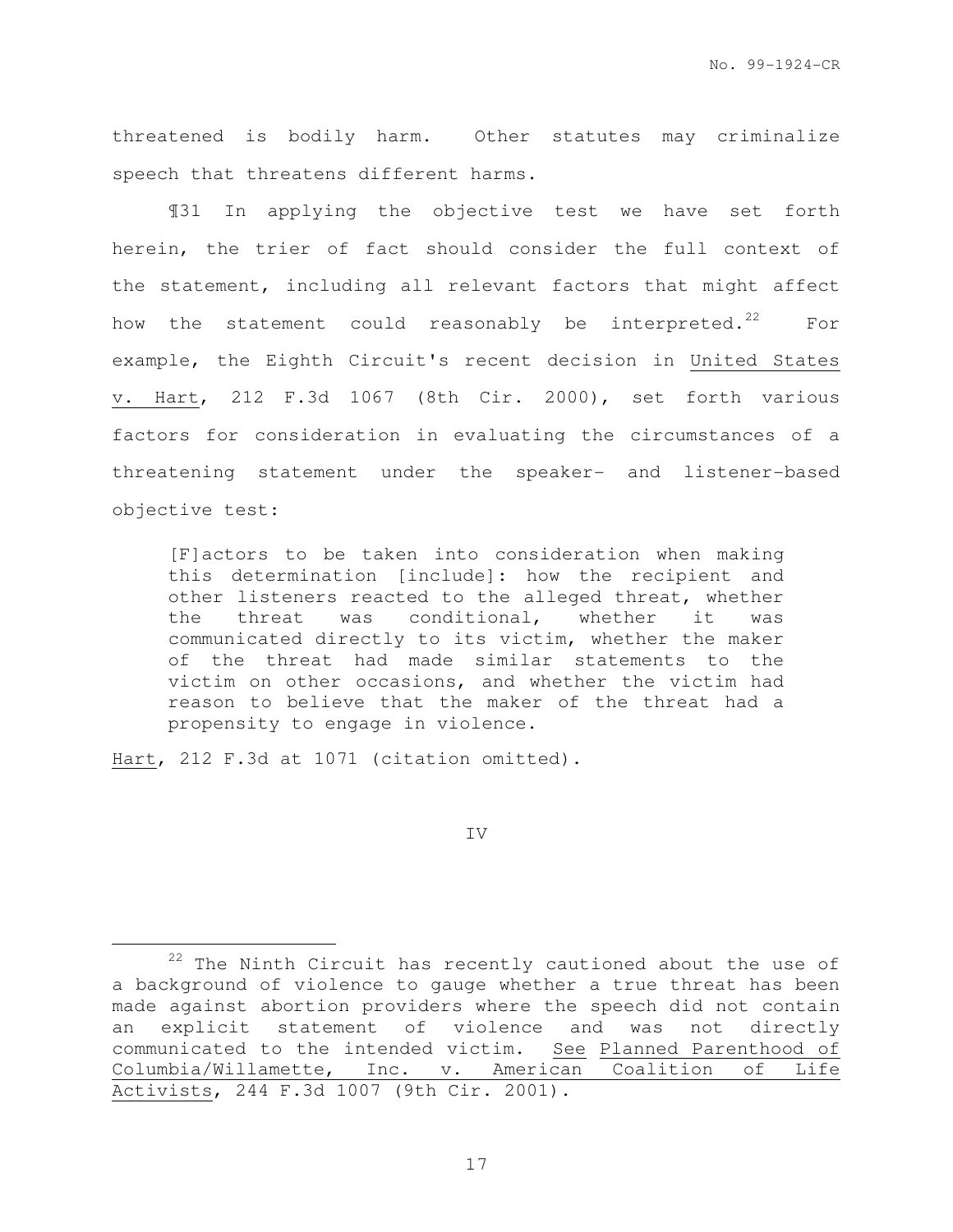threatened is bodily harm. Other statutes may criminalize speech that threatens different harms.

¶31 In applying the objective test we have set forth herein, the trier of fact should consider the full context of the statement, including all relevant factors that might affect how the statement could reasonably be interpreted.[22] For example, the Eighth Circuit's recent decision in United States v. Hart, 212 F.3d 1067 (8th Cir. 2000), set forth various factors for consideration in evaluating the circumstances of a threatening statement under the speaker- and listener-based objective test:

> [F]actors to be taken into consideration when making this determination [include]: how the recipient and other listeners reacted to the alleged threat, whether the threat was conditional, whether it was communicated directly to its victim, whether the maker of the threat had made similar statements to the victim on other occasions, and whether the victim had reason to believe that the maker of the threat had a propensity to engage in violence.

Hart, 212 F.3d at 1071 (citation omitted).

## IV

---

[22] The Ninth Circuit has recently cautioned about the use of a background of violence to gauge whether a true threat has been made against abortion providers where the speech did not contain an explicit statement of violence and was not directly communicated to the intended victim. See Planned Parenthood of Columbia/Willamette, Inc. v. American Coalition of Life Activists, 244 F.3d 1007 (9th Cir. 2001).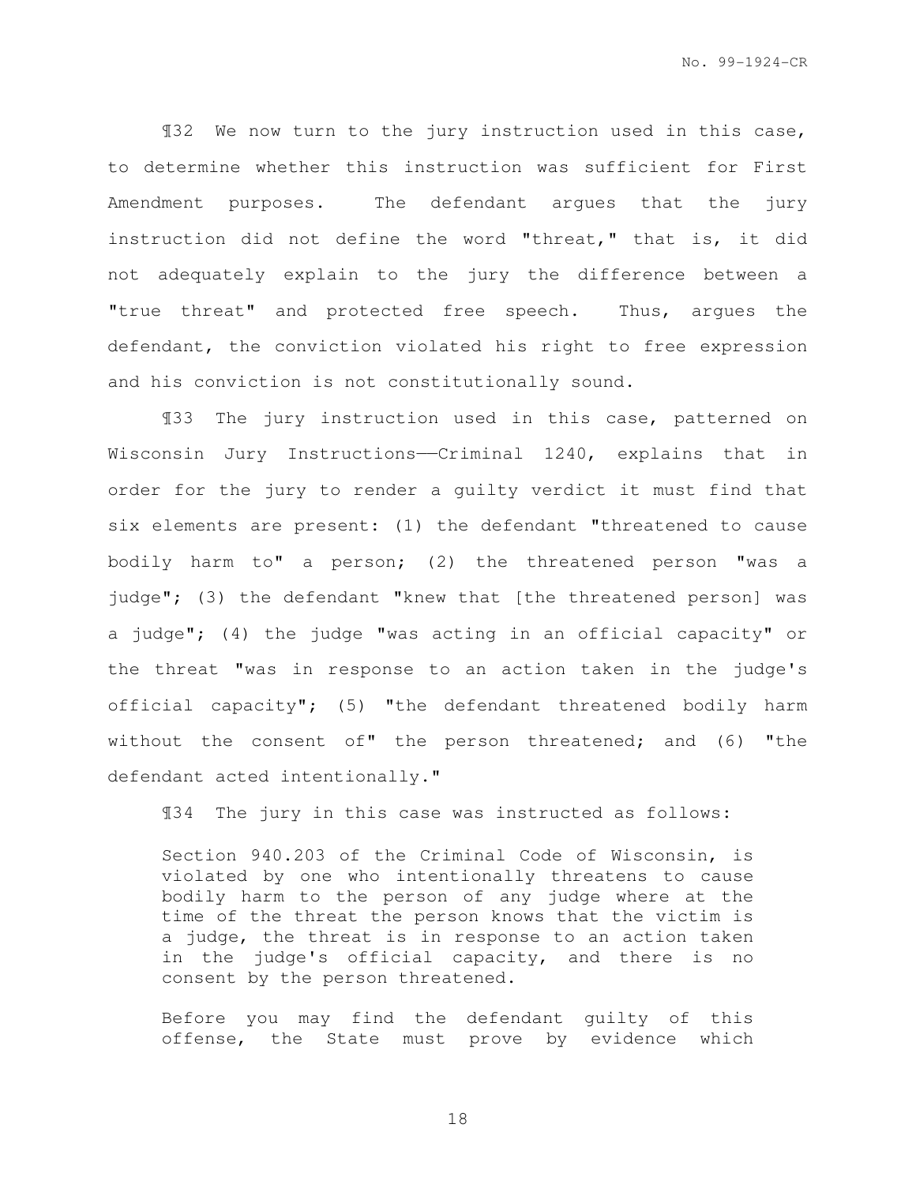¶32 We now turn to the jury instruction used in this case, to determine whether this instruction was sufficient for First Amendment purposes. The defendant argues that the jury instruction did not define the word "threat," that is, it did not adequately explain to the jury the difference between a "true threat" and protected free speech. Thus, argues the defendant, the conviction violated his right to free expression and his conviction is not constitutionally sound.

¶33 The jury instruction used in this case, patterned on Wisconsin Jury Instructions——Criminal 1240, explains that in order for the jury to render a guilty verdict it must find that six elements are present: (1) the defendant "threatened to cause bodily harm to" a person; (2) the threatened person "was a judge"; (3) the defendant "knew that [the threatened person] was a judge"; (4) the judge "was acting in an official capacity" or the threat "was in response to an action taken in the judge's official capacity"; (5) "the defendant threatened bodily harm without the consent of" the person threatened; and (6) "the defendant acted intentionally."

¶34 The jury in this case was instructed as follows:

> Section 940.203 of the Criminal Code of Wisconsin, is violated by one who intentionally threatens to cause bodily harm to the person of any judge where at the time of the threat the person knows that the victim is a judge, the threat is in response to an action taken in the judge's official capacity, and there is no consent by the person threatened.
>
> Before you may find the defendant guilty of this offense, the State must prove by evidence which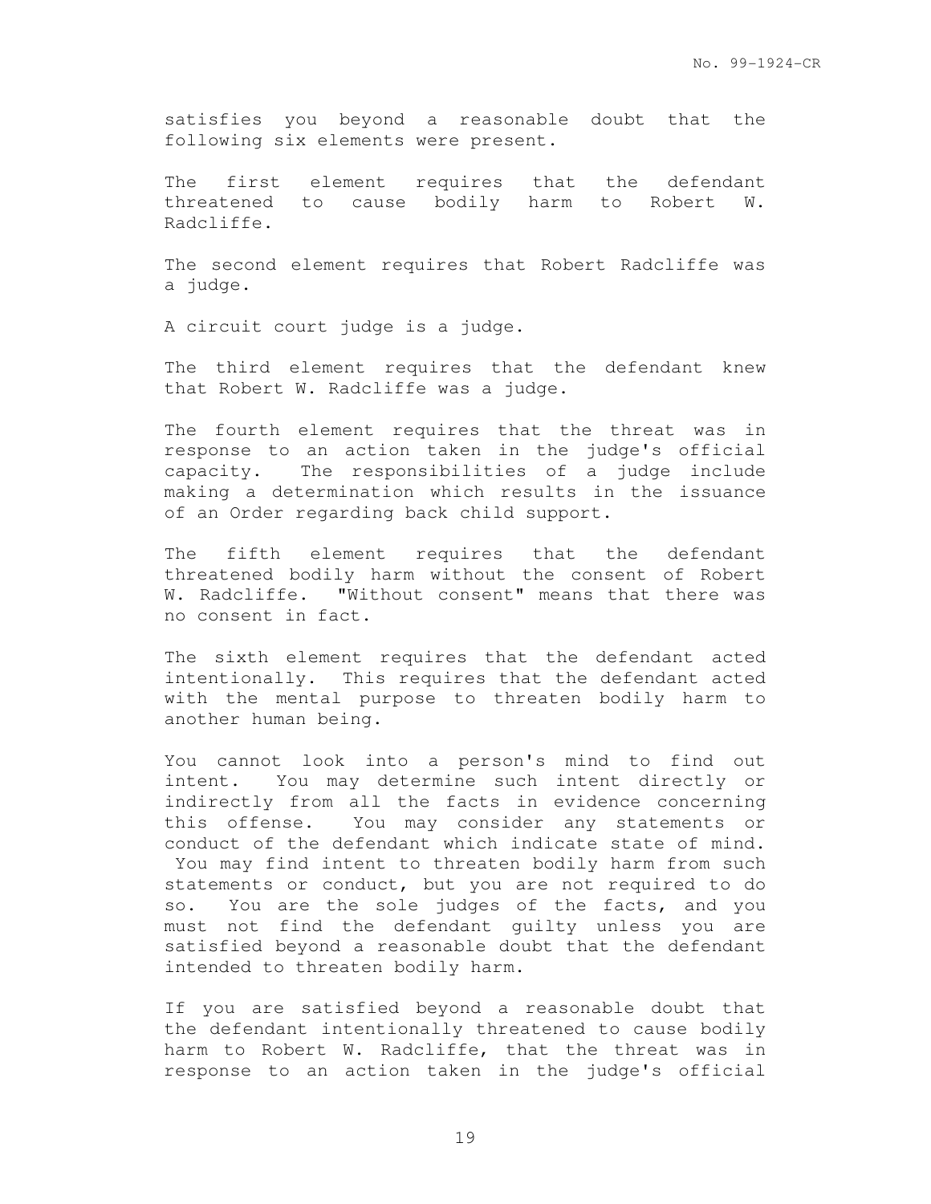satisfies you beyond a reasonable doubt that the following six elements were present.

The first element requires that the defendant threatened to cause bodily harm to Robert W. Radcliffe.

The second element requires that Robert Radcliffe was a judge.

A circuit court judge is a judge.

The third element requires that the defendant knew that Robert W. Radcliffe was a judge.

The fourth element requires that the threat was in response to an action taken in the judge's official capacity. The responsibilities of a judge include making a determination which results in the issuance of an Order regarding back child support.

The fifth element requires that the defendant threatened bodily harm without the consent of Robert W. Radcliffe. "Without consent" means that there was no consent in fact.

The sixth element requires that the defendant acted intentionally. This requires that the defendant acted with the mental purpose to threaten bodily harm to another human being.

You cannot look into a person's mind to find out intent. You may determine such intent directly or indirectly from all the facts in evidence concerning this offense. You may consider any statements or conduct of the defendant which indicate state of mind. You may find intent to threaten bodily harm from such statements or conduct, but you are not required to do so. You are the sole judges of the facts, and you must not find the defendant guilty unless you are satisfied beyond a reasonable doubt that the defendant intended to threaten bodily harm.

If you are satisfied beyond a reasonable doubt that the defendant intentionally threatened to cause bodily harm to Robert W. Radcliffe, that the threat was in response to an action taken in the judge's official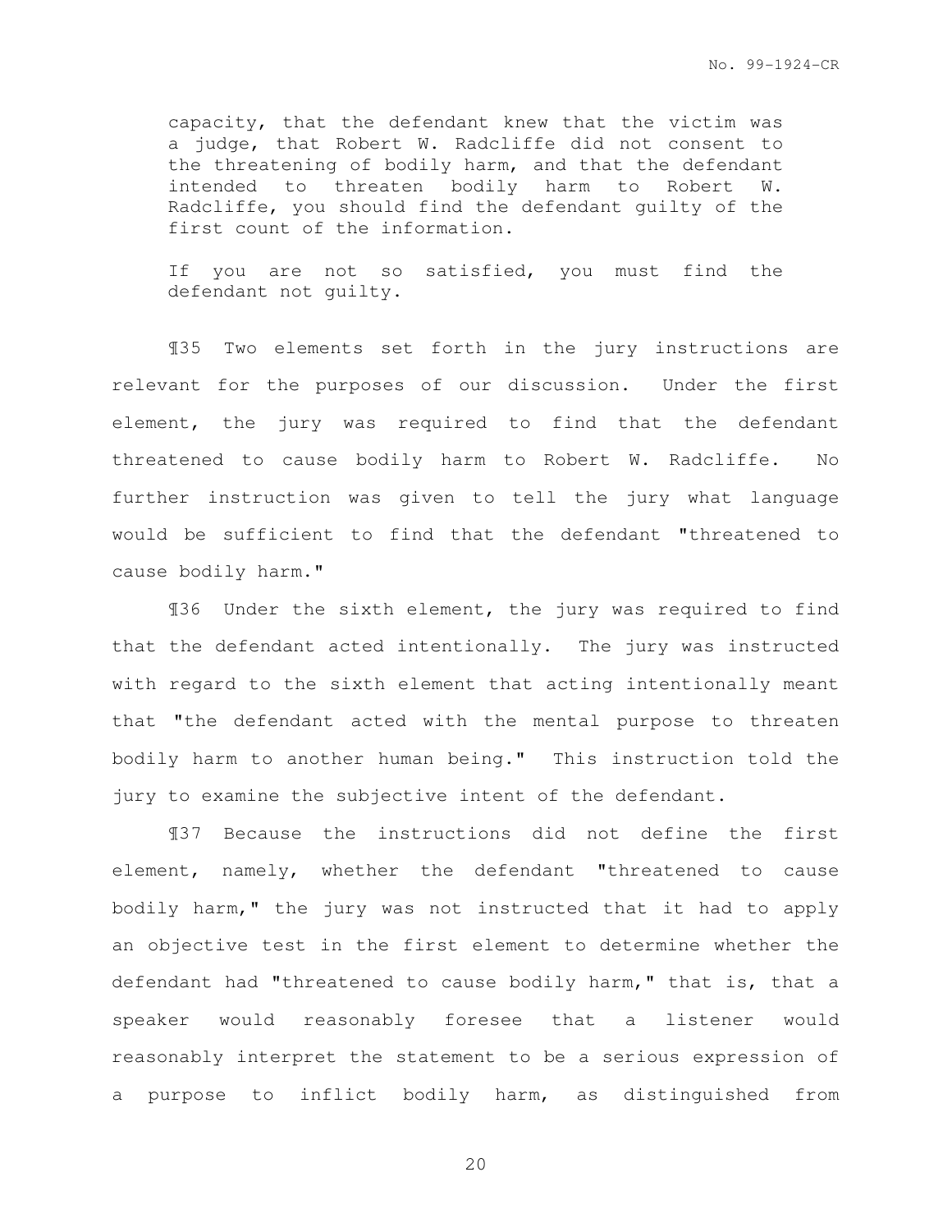> capacity, that the defendant knew that the victim was a judge, that Robert W. Radcliffe did not consent to the threatening of bodily harm, and that the defendant intended to threaten bodily harm to Robert W. Radcliffe, you should find the defendant guilty of the first count of the information.
>
> If you are not so satisfied, you must find the defendant not guilty.

¶35 Two elements set forth in the jury instructions are relevant for the purposes of our discussion. Under the first element, the jury was required to find that the defendant threatened to cause bodily harm to Robert W. Radcliffe. No further instruction was given to tell the jury what language would be sufficient to find that the defendant "threatened to cause bodily harm."

¶36 Under the sixth element, the jury was required to find that the defendant acted intentionally. The jury was instructed with regard to the sixth element that acting intentionally meant that "the defendant acted with the mental purpose to threaten bodily harm to another human being." This instruction told the jury to examine the subjective intent of the defendant.

¶37 Because the instructions did not define the first element, namely, whether the defendant "threatened to cause bodily harm," the jury was not instructed that it had to apply an objective test in the first element to determine whether the defendant had "threatened to cause bodily harm," that is, that a speaker would reasonably foresee that a listener would reasonably interpret the statement to be a serious expression of a purpose to inflict bodily harm, as distinguished from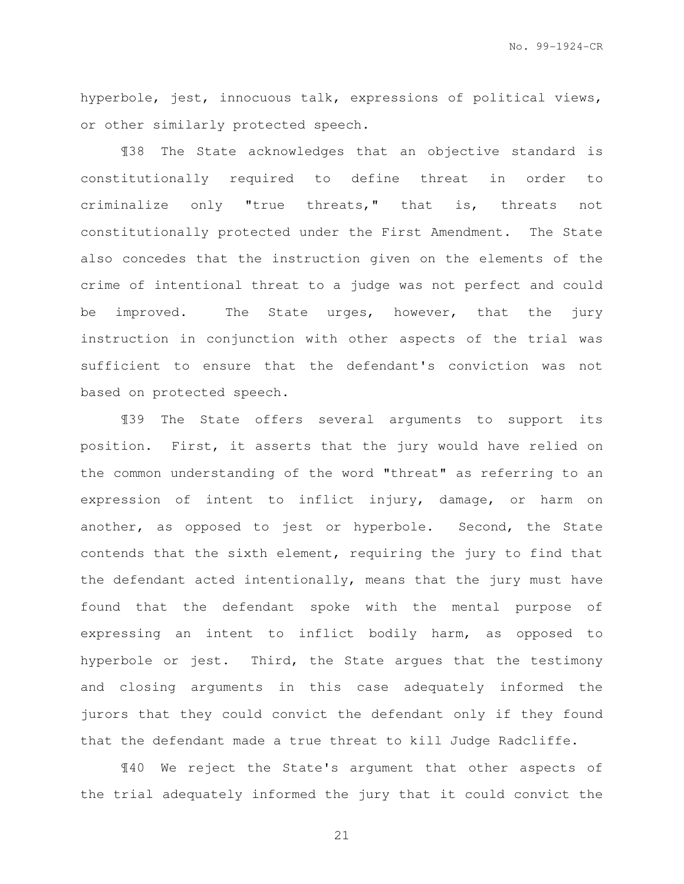hyperbole, jest, innocuous talk, expressions of political views, or other similarly protected speech.

¶38 The State acknowledges that an objective standard is constitutionally required to define threat in order to criminalize only "true threats," that is, threats not constitutionally protected under the First Amendment. The State also concedes that the instruction given on the elements of the crime of intentional threat to a judge was not perfect and could be improved. The State urges, however, that the jury instruction in conjunction with other aspects of the trial was sufficient to ensure that the defendant's conviction was not based on protected speech.

¶39 The State offers several arguments to support its position. First, it asserts that the jury would have relied on the common understanding of the word "threat" as referring to an expression of intent to inflict injury, damage, or harm on another, as opposed to jest or hyperbole. Second, the State contends that the sixth element, requiring the jury to find that the defendant acted intentionally, means that the jury must have found that the defendant spoke with the mental purpose of expressing an intent to inflict bodily harm, as opposed to hyperbole or jest. Third, the State argues that the testimony and closing arguments in this case adequately informed the jurors that they could convict the defendant only if they found that the defendant made a true threat to kill Judge Radcliffe.

¶40 We reject the State's argument that other aspects of the trial adequately informed the jury that it could convict the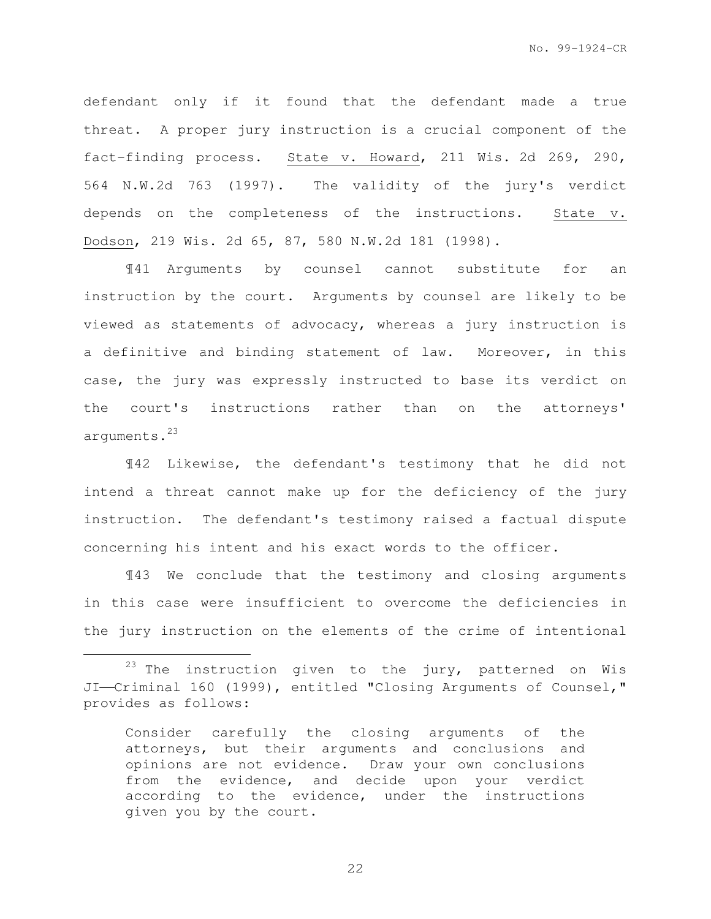defendant only if it found that the defendant made a true threat. A proper jury instruction is a crucial component of the fact-finding process. State v. Howard, 211 Wis. 2d 269, 290, 564 N.W.2d 763 (1997). The validity of the jury's verdict depends on the completeness of the instructions. State v. Dodson, 219 Wis. 2d 65, 87, 580 N.W.2d 181 (1998).

¶41 Arguments by counsel cannot substitute for an instruction by the court. Arguments by counsel are likely to be viewed as statements of advocacy, whereas a jury instruction is a definitive and binding statement of law. Moreover, in this case, the jury was expressly instructed to base its verdict on the court's instructions rather than on the attorneys' arguments.[23]

¶42 Likewise, the defendant's testimony that he did not intend a threat cannot make up for the deficiency of the jury instruction. The defendant's testimony raised a factual dispute concerning his intent and his exact words to the officer.

¶43 We conclude that the testimony and closing arguments in this case were insufficient to overcome the deficiencies in the jury instruction on the elements of the crime of intentional

---

[23] The instruction given to the jury, patterned on Wis JI——Criminal 160 (1999), entitled "Closing Arguments of Counsel," provides as follows:

> Consider carefully the closing arguments of the attorneys, but their arguments and conclusions and opinions are not evidence. Draw your own conclusions from the evidence, and decide upon your verdict according to the evidence, under the instructions given you by the court.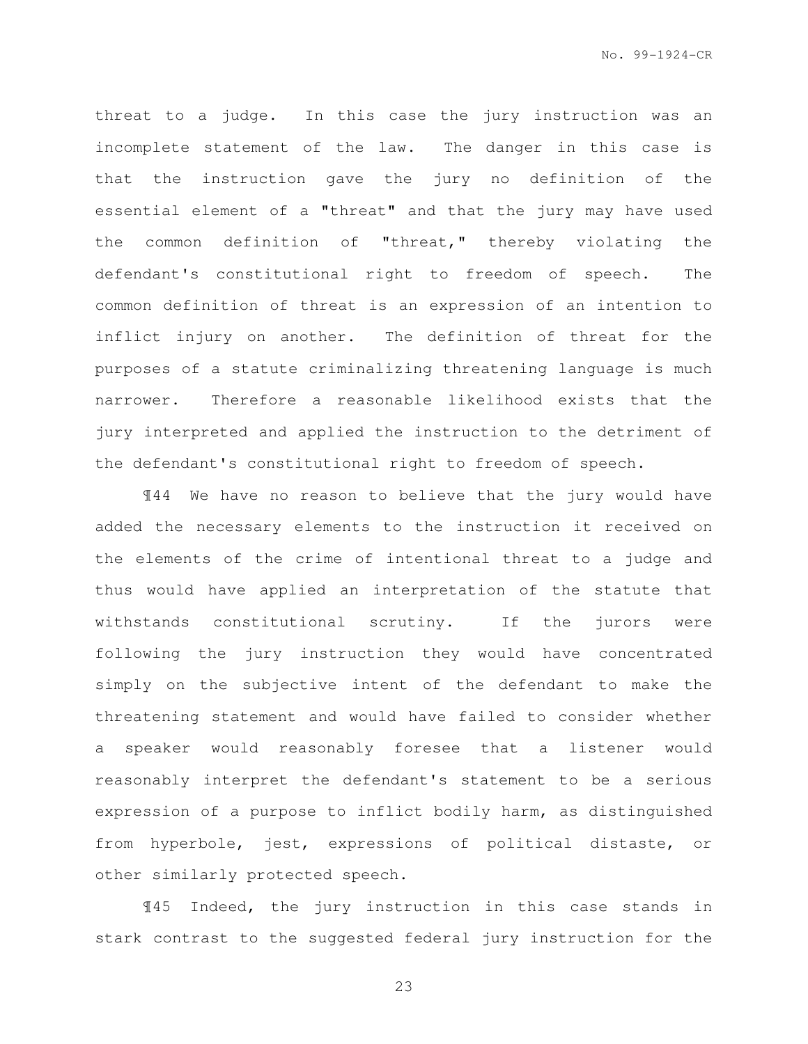threat to a judge. In this case the jury instruction was an incomplete statement of the law. The danger in this case is that the instruction gave the jury no definition of the essential element of a "threat" and that the jury may have used the common definition of "threat," thereby violating the defendant's constitutional right to freedom of speech. The common definition of threat is an expression of an intention to inflict injury on another. The definition of threat for the purposes of a statute criminalizing threatening language is much narrower. Therefore a reasonable likelihood exists that the jury interpreted and applied the instruction to the detriment of the defendant's constitutional right to freedom of speech.

¶44 We have no reason to believe that the jury would have added the necessary elements to the instruction it received on the elements of the crime of intentional threat to a judge and thus would have applied an interpretation of the statute that withstands constitutional scrutiny. If the jurors were following the jury instruction they would have concentrated simply on the subjective intent of the defendant to make the threatening statement and would have failed to consider whether a speaker would reasonably foresee that a listener would reasonably interpret the defendant's statement to be a serious expression of a purpose to inflict bodily harm, as distinguished from hyperbole, jest, expressions of political distaste, or other similarly protected speech.

¶45 Indeed, the jury instruction in this case stands in stark contrast to the suggested federal jury instruction for the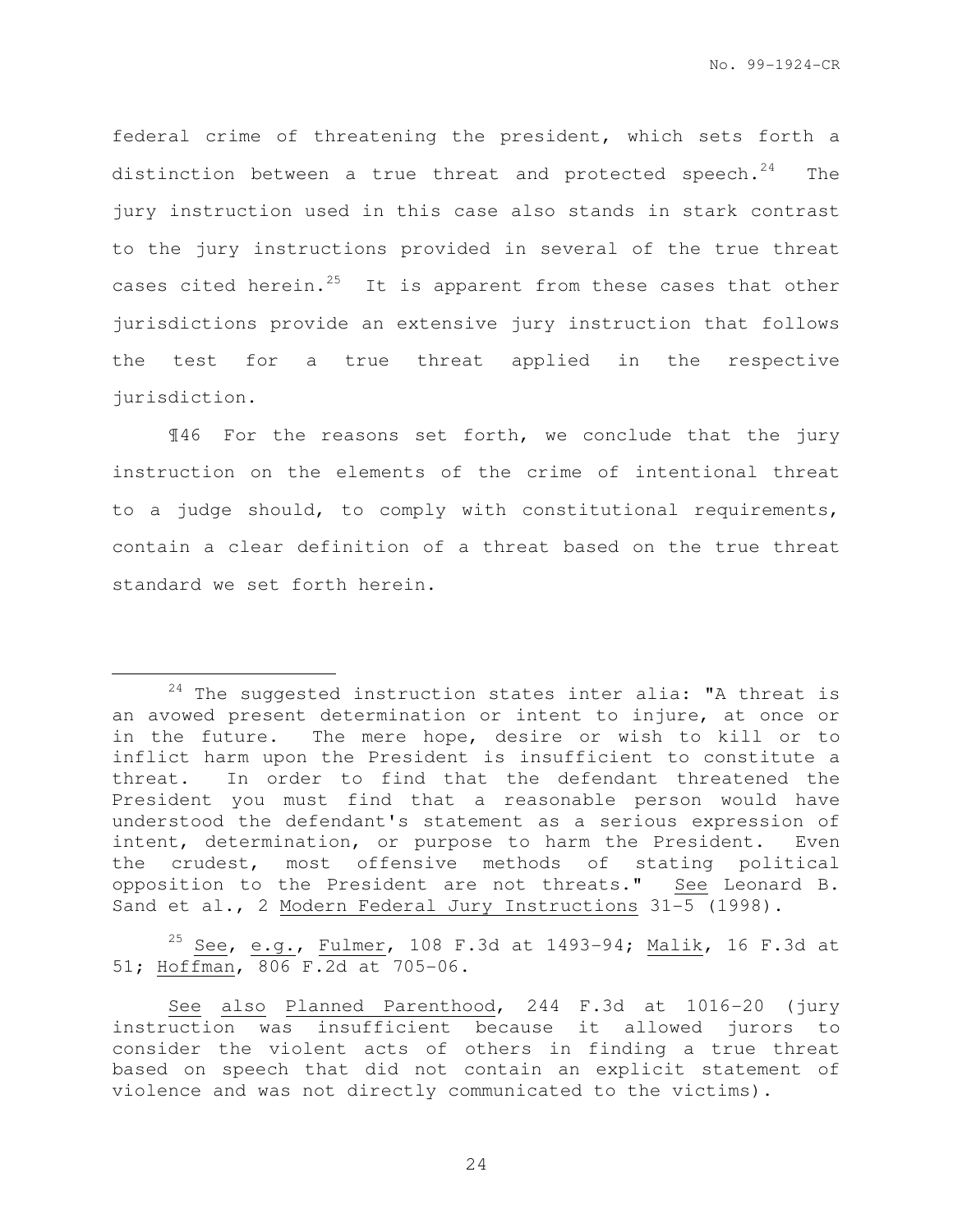federal crime of threatening the president, which sets forth a distinction between a true threat and protected speech.[24] The jury instruction used in this case also stands in stark contrast to the jury instructions provided in several of the true threat cases cited herein.[25] It is apparent from these cases that other jurisdictions provide an extensive jury instruction that follows the test for a true threat applied in the respective jurisdiction.

¶46 For the reasons set forth, we conclude that the jury instruction on the elements of the crime of intentional threat to a judge should, to comply with constitutional requirements, contain a clear definition of a threat based on the true threat standard we set forth herein.

---

[24] The suggested instruction states inter alia: "A threat is an avowed present determination or intent to injure, at once or in the future. The mere hope, desire or wish to kill or to inflict harm upon the President is insufficient to constitute a threat. In order to find that the defendant threatened the President you must find that a reasonable person would have understood the defendant's statement as a serious expression of intent, determination, or purpose to harm the President. Even the crudest, most offensive methods of stating political opposition to the President are not threats." See Leonard B. Sand et al., 2 Modern Federal Jury Instructions 31-5 (1998).

[25] See, e.g., Fulmer, 108 F.3d at 1493-94; Malik, 16 F.3d at 51; Hoffman, 806 F.2d at 705-06.

See also Planned Parenthood, 244 F.3d at 1016-20 (jury instruction was insufficient because it allowed jurors to consider the violent acts of others in finding a true threat based on speech that did not contain an explicit statement of violence and was not directly communicated to the victims).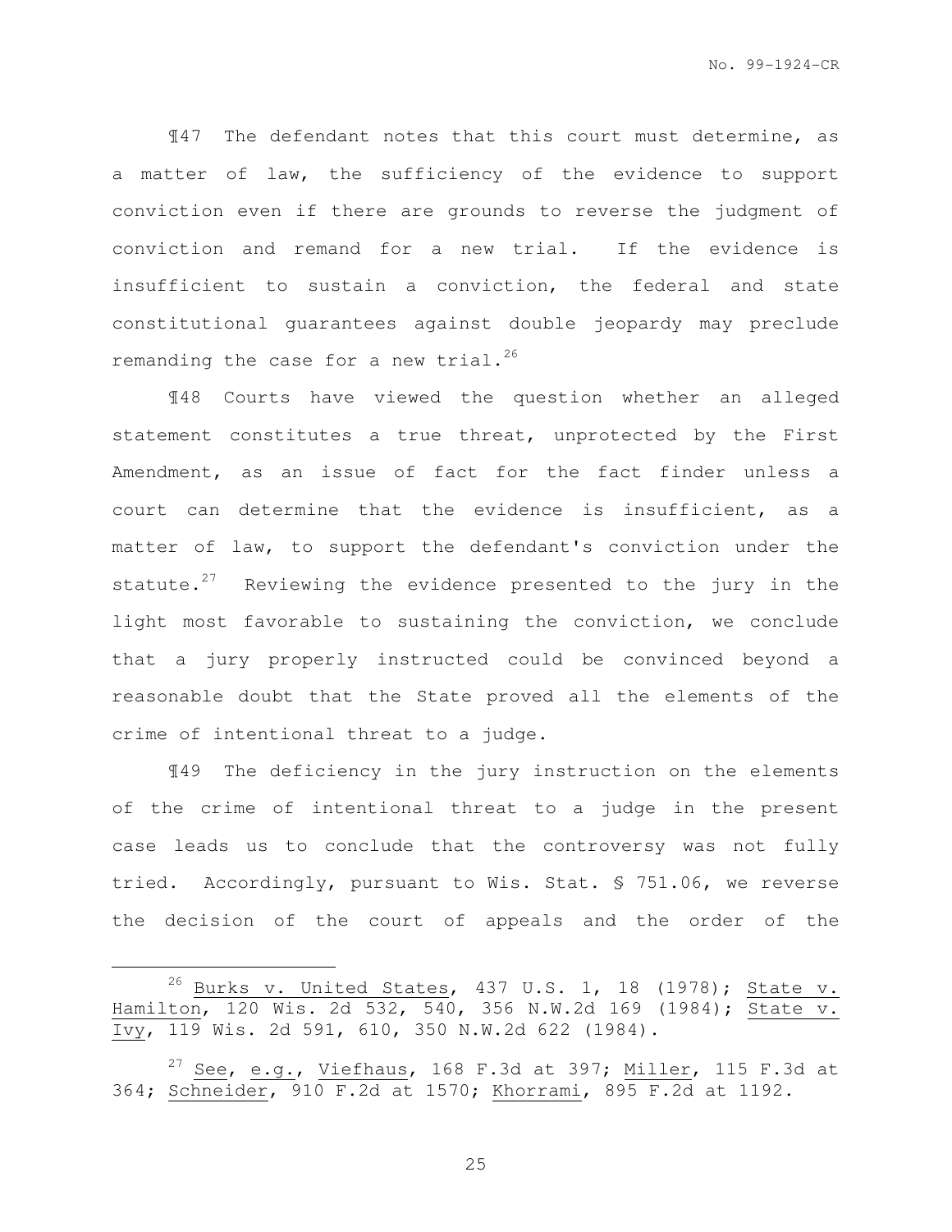¶47 The defendant notes that this court must determine, as a matter of law, the sufficiency of the evidence to support conviction even if there are grounds to reverse the judgment of conviction and remand for a new trial. If the evidence is insufficient to sustain a conviction, the federal and state constitutional guarantees against double jeopardy may preclude remanding the case for a new trial.[26]

¶48 Courts have viewed the question whether an alleged statement constitutes a true threat, unprotected by the First Amendment, as an issue of fact for the fact finder unless a court can determine that the evidence is insufficient, as a matter of law, to support the defendant's conviction under the statute.[27] Reviewing the evidence presented to the jury in the light most favorable to sustaining the conviction, we conclude that a jury properly instructed could be convinced beyond a reasonable doubt that the State proved all the elements of the crime of intentional threat to a judge.

¶49 The deficiency in the jury instruction on the elements of the crime of intentional threat to a judge in the present case leads us to conclude that the controversy was not fully tried. Accordingly, pursuant to Wis. Stat. § 751.06, we reverse the decision of the court of appeals and the order of the

---

[26] Burks v. United States, 437 U.S. 1, 18 (1978); State v. Hamilton, 120 Wis. 2d 532, 540, 356 N.W.2d 169 (1984); State v. Ivy, 119 Wis. 2d 591, 610, 350 N.W.2d 622 (1984).

[27] See, e.g., Viefhaus, 168 F.3d at 397; Miller, 115 F.3d at 364; Schneider, 910 F.2d at 1570; Khorrami, 895 F.2d at 1192.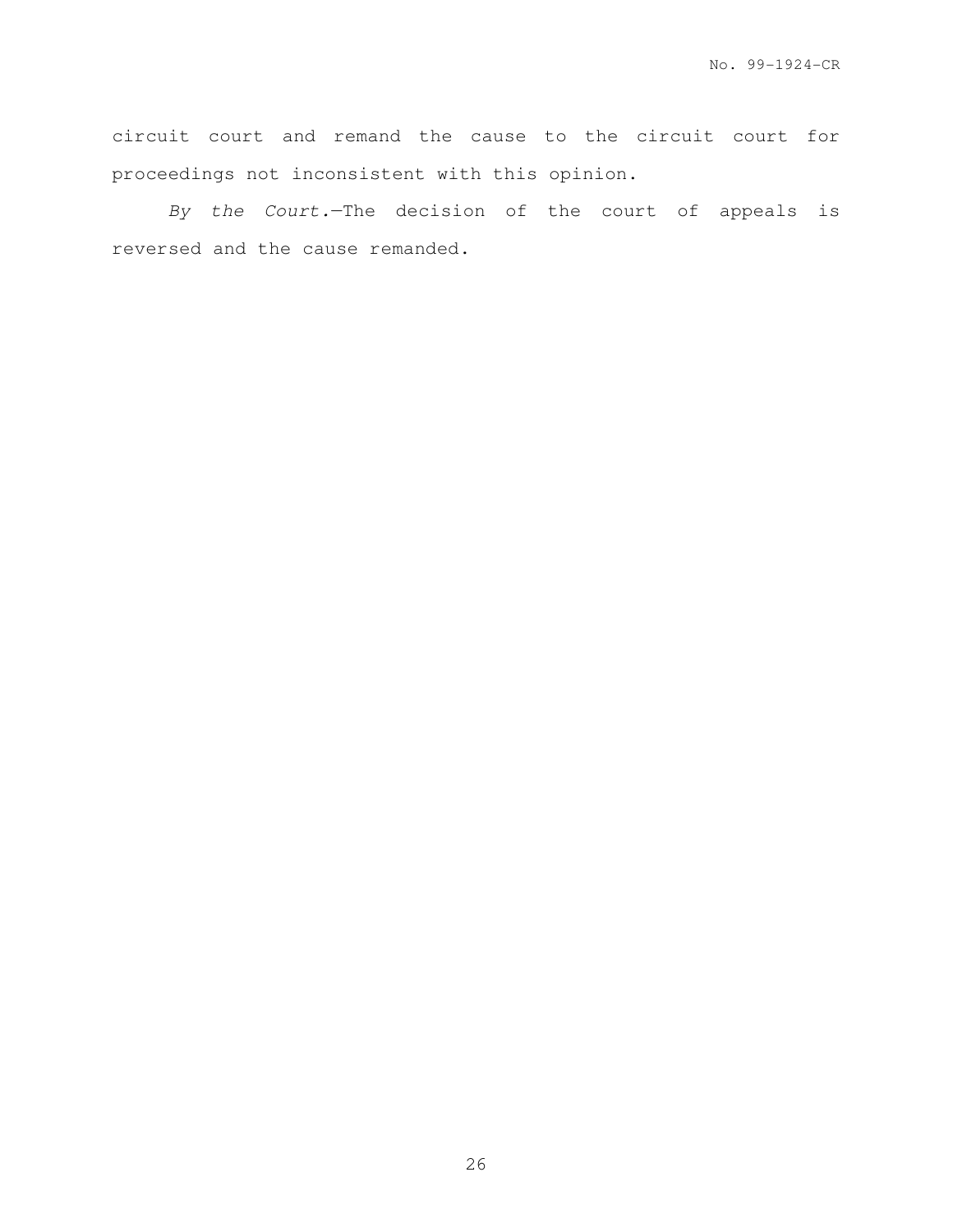circuit court and remand the cause to the circuit court for proceedings not inconsistent with this opinion.

*By the Court.*—The decision of the court of appeals is reversed and the cause remanded.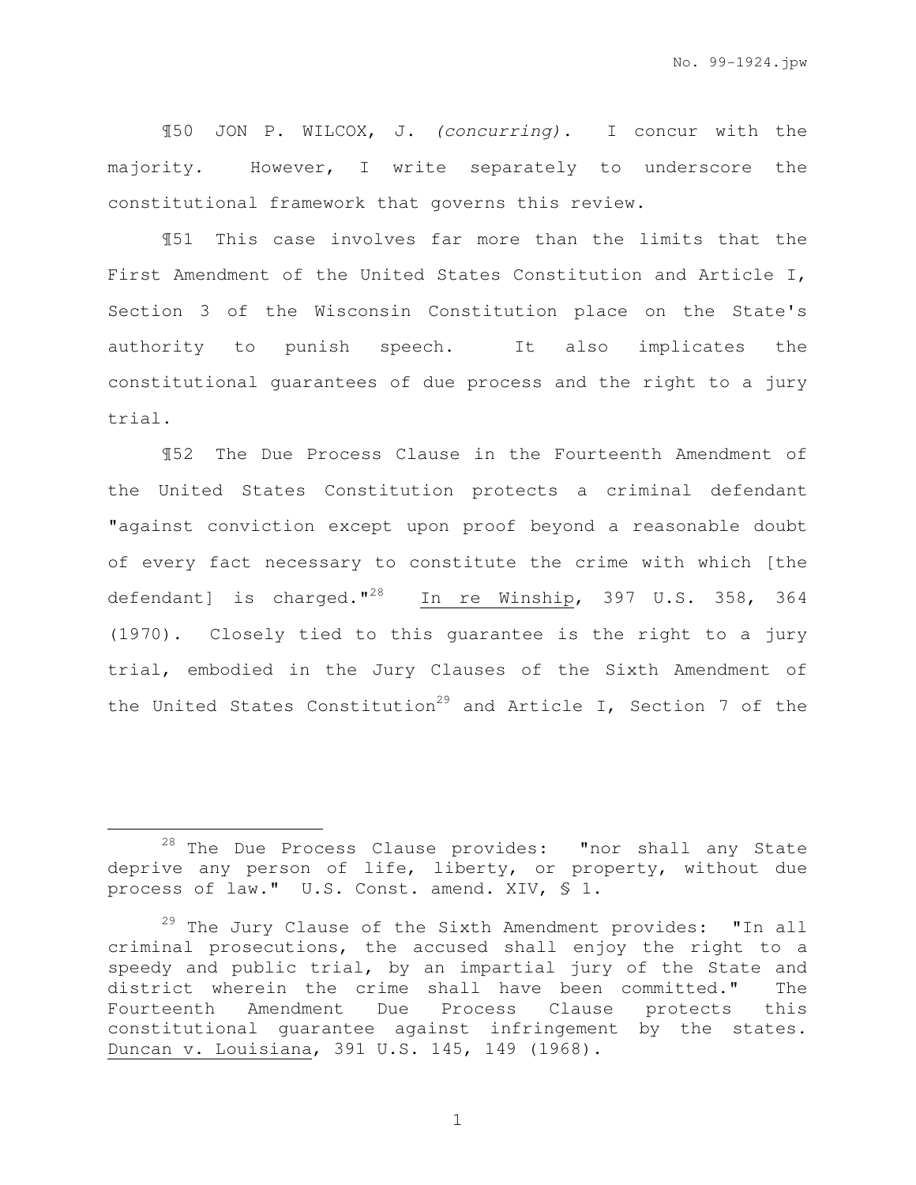¶50 JON P. WILCOX, J. *(concurring)*. I concur with the majority. However, I write separately to underscore the constitutional framework that governs this review.

¶51 This case involves far more than the limits that the First Amendment of the United States Constitution and Article I, Section 3 of the Wisconsin Constitution place on the State's authority to punish speech. It also implicates the constitutional guarantees of due process and the right to a jury trial.

¶52 The Due Process Clause in the Fourteenth Amendment of the United States Constitution protects a criminal defendant "against conviction except upon proof beyond a reasonable doubt of every fact necessary to constitute the crime with which [the defendant] is charged."[28] In re Winship, 397 U.S. 358, 364 (1970). Closely tied to this guarantee is the right to a jury trial, embodied in the Jury Clauses of the Sixth Amendment of the United States Constitution[29] and Article I, Section 7 of the

---

[28] The Due Process Clause provides: "nor shall any State deprive any person of life, liberty, or property, without due process of law." U.S. Const. amend. XIV, § 1.

[29] The Jury Clause of the Sixth Amendment provides: "In all criminal prosecutions, the accused shall enjoy the right to a speedy and public trial, by an impartial jury of the State and district wherein the crime shall have been committed." The Fourteenth Amendment Due Process Clause protects this constitutional guarantee against infringement by the states. Duncan v. Louisiana, 391 U.S. 145, 149 (1968).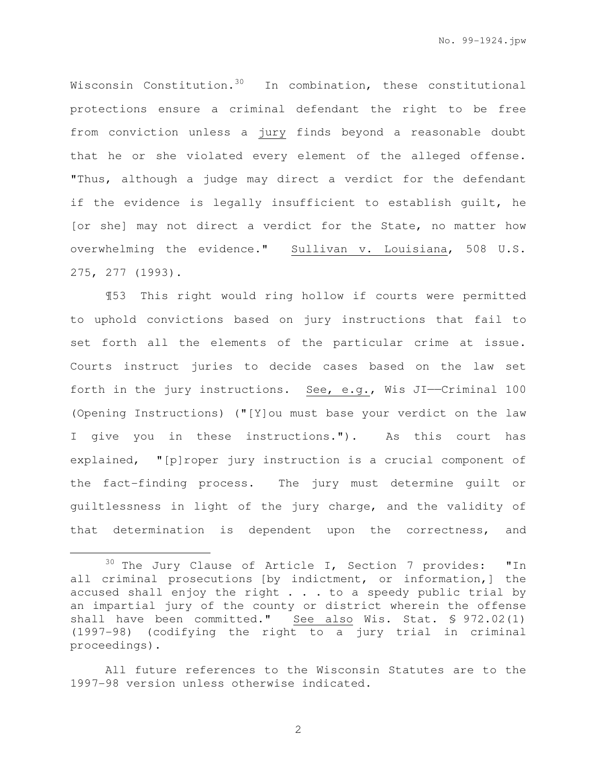Wisconsin Constitution.[30] In combination, these constitutional protections ensure a criminal defendant the right to be free from conviction unless a jury finds beyond a reasonable doubt that he or she violated every element of the alleged offense. "Thus, although a judge may direct a verdict for the defendant if the evidence is legally insufficient to establish guilt, he [or she] may not direct a verdict for the State, no matter how overwhelming the evidence." Sullivan v. Louisiana, 508 U.S. 275, 277 (1993).

¶53 This right would ring hollow if courts were permitted to uphold convictions based on jury instructions that fail to set forth all the elements of the particular crime at issue. Courts instruct juries to decide cases based on the law set forth in the jury instructions. See, e.g., Wis JI——Criminal 100 (Opening Instructions) ("[Y]ou must base your verdict on the law I give you in these instructions."). As this court has explained, "[p]roper jury instruction is a crucial component of the fact-finding process. The jury must determine guilt or guiltlessness in light of the jury charge, and the validity of that determination is dependent upon the correctness, and

---

[30] The Jury Clause of Article I, Section 7 provides: "In all criminal prosecutions [by indictment, or information,] the accused shall enjoy the right . . . to a speedy public trial by an impartial jury of the county or district wherein the offense shall have been committed." See also Wis. Stat. § 972.02(1) (1997-98) (codifying the right to a jury trial in criminal proceedings).

All future references to the Wisconsin Statutes are to the 1997-98 version unless otherwise indicated.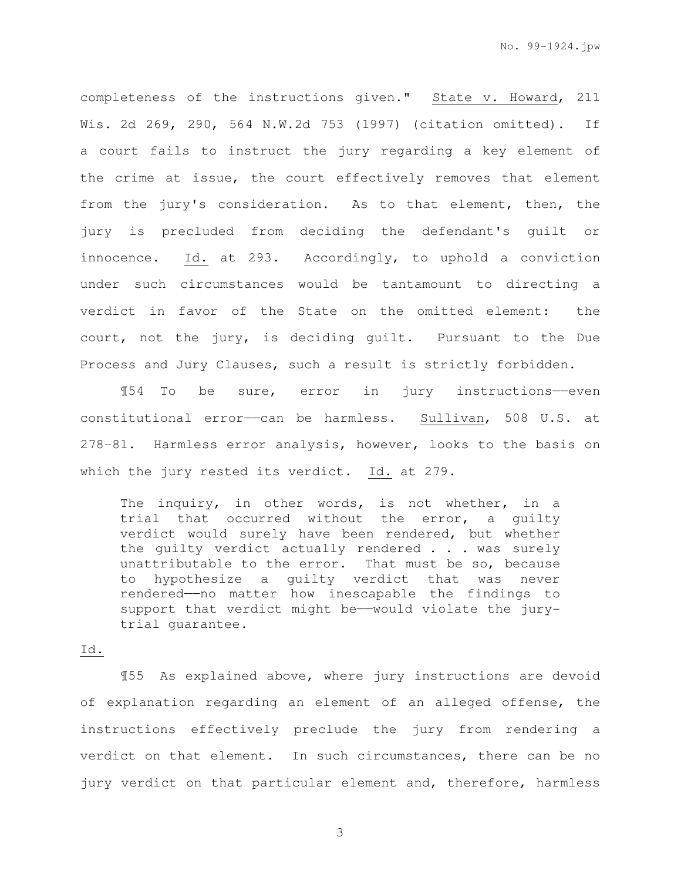completeness of the instructions given." State v. Howard, 211 Wis. 2d 269, 290, 564 N.W.2d 753 (1997) (citation omitted). If a court fails to instruct the jury regarding a key element of the crime at issue, the court effectively removes that element from the jury's consideration. As to that element, then, the jury is precluded from deciding the defendant's guilt or innocence. Id. at 293. Accordingly, to uphold a conviction under such circumstances would be tantamount to directing a verdict in favor of the State on the omitted element: the court, not the jury, is deciding guilt. Pursuant to the Due Process and Jury Clauses, such a result is strictly forbidden.

¶54 To be sure, error in jury instructions——even constitutional error——can be harmless. Sullivan, 508 U.S. at 278-81. Harmless error analysis, however, looks to the basis on which the jury rested its verdict. Id. at 279.

> The inquiry, in other words, is not whether, in a trial that occurred without the error, a guilty verdict would surely have been rendered, but whether the guilty verdict actually rendered . . . was surely unattributable to the error. That must be so, because to hypothesize a guilty verdict that was never rendered——no matter how inescapable the findings to support that verdict might be——would violate the jury-trial guarantee.

Id.

¶55 As explained above, where jury instructions are devoid of explanation regarding an element of an alleged offense, the instructions effectively preclude the jury from rendering a verdict on that element. In such circumstances, there can be no jury verdict on that particular element and, therefore, harmless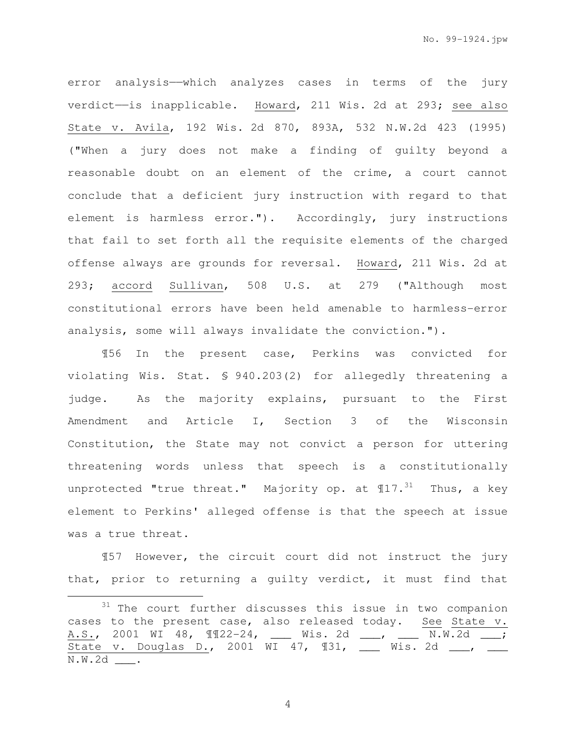error analysis——which analyzes cases in terms of the jury verdict——is inapplicable. Howard, 211 Wis. 2d at 293; see also State v. Avila, 192 Wis. 2d 870, 893A, 532 N.W.2d 423 (1995) ("When a jury does not make a finding of guilty beyond a reasonable doubt on an element of the crime, a court cannot conclude that a deficient jury instruction with regard to that element is harmless error."). Accordingly, jury instructions that fail to set forth all the requisite elements of the charged offense always are grounds for reversal. Howard, 211 Wis. 2d at 293; accord Sullivan, 508 U.S. at 279 ("Although most constitutional errors have been held amenable to harmless-error analysis, some will always invalidate the conviction.").

¶56 In the present case, Perkins was convicted for violating Wis. Stat. § 940.203(2) for allegedly threatening a judge. As the majority explains, pursuant to the First Amendment and Article I, Section 3 of the Wisconsin Constitution, the State may not convict a person for uttering threatening words unless that speech is a constitutionally unprotected "true threat." Majority op. at ¶17.[31] Thus, a key element to Perkins' alleged offense is that the speech at issue was a true threat.

¶57 However, the circuit court did not instruct the jury that, prior to returning a guilty verdict, it must find that

---

[31] The court further discusses this issue in two companion cases to the present case, also released today. See State v. A.S., 2001 WI 48, ¶¶22-24, ___ Wis. 2d ___, ___ N.W.2d ___; State v. Douglas D., 2001 WI 47, ¶31, ___ Wis. 2d ___, ___ N.W.2d ___.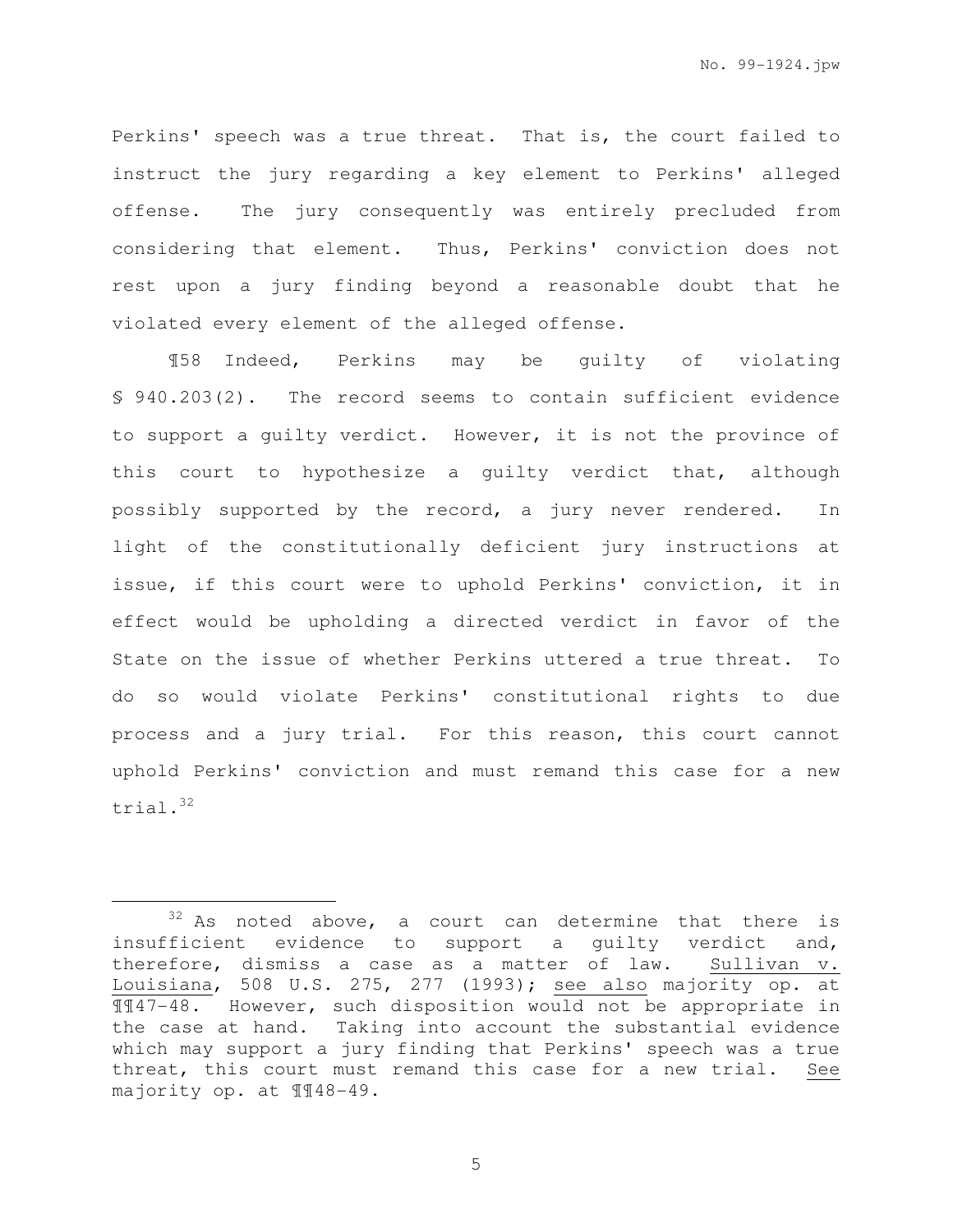Perkins' speech was a true threat. That is, the court failed to instruct the jury regarding a key element to Perkins' alleged offense. The jury consequently was entirely precluded from considering that element. Thus, Perkins' conviction does not rest upon a jury finding beyond a reasonable doubt that he violated every element of the alleged offense.

¶58 Indeed, Perkins may be guilty of violating § 940.203(2). The record seems to contain sufficient evidence to support a guilty verdict. However, it is not the province of this court to hypothesize a guilty verdict that, although possibly supported by the record, a jury never rendered. In light of the constitutionally deficient jury instructions at issue, if this court were to uphold Perkins' conviction, it in effect would be upholding a directed verdict in favor of the State on the issue of whether Perkins uttered a true threat. To do so would violate Perkins' constitutional rights to due process and a jury trial. For this reason, this court cannot uphold Perkins' conviction and must remand this case for a new trial.[32]

---

[32] As noted above, a court can determine that there is insufficient evidence to support a guilty verdict and, therefore, dismiss a case as a matter of law. Sullivan v. Louisiana, 508 U.S. 275, 277 (1993); see also majority op. at ¶¶47-48. However, such disposition would not be appropriate in the case at hand. Taking into account the substantial evidence which may support a jury finding that Perkins' speech was a true threat, this court must remand this case for a new trial. See majority op. at ¶¶48-49.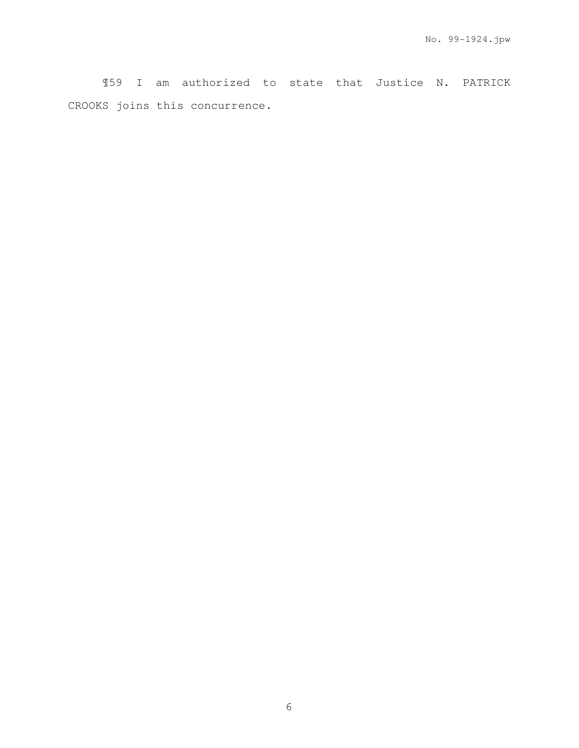¶59 I am authorized to state that Justice N. PATRICK CROOKS joins this concurrence.